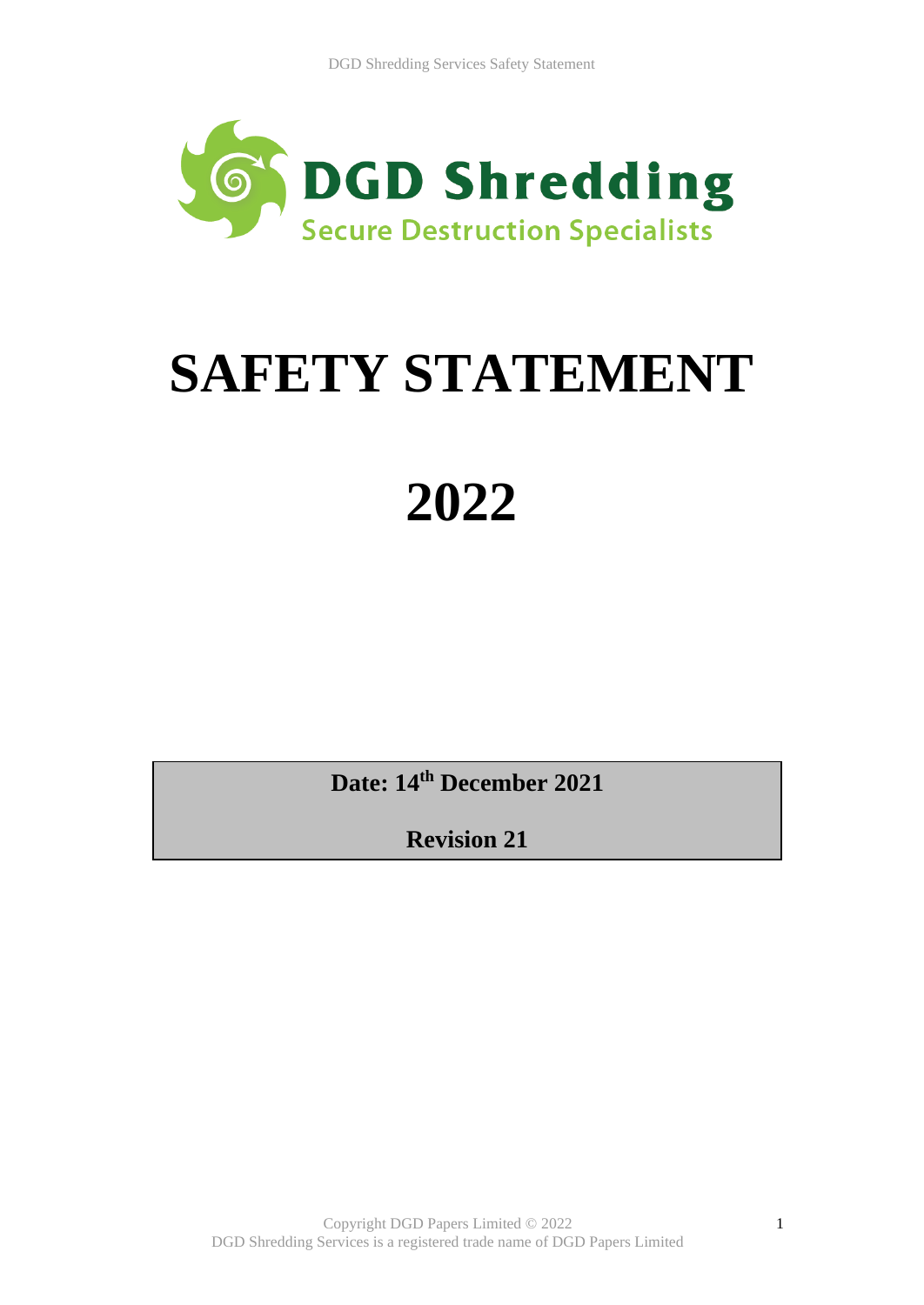DGD Shredding

Secure Destruction Specialists

# SAFETY STATEMENT

# 2022

**Date: 14th December 2021**

**Revision 21**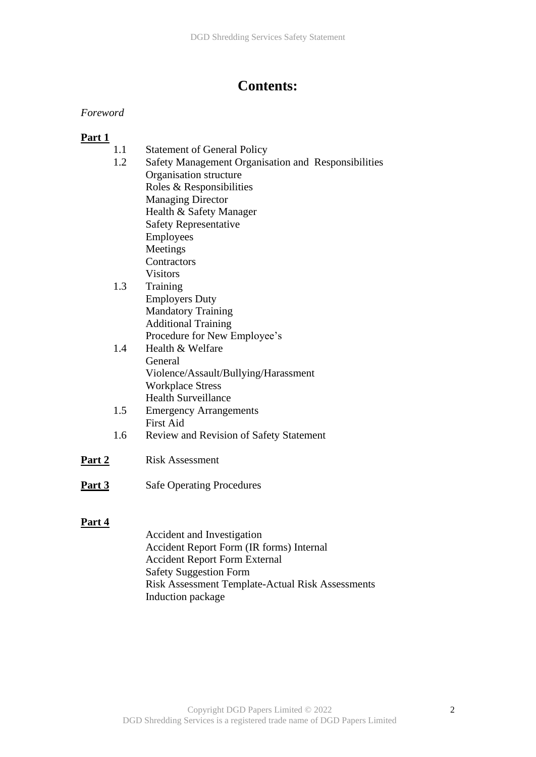# Contents:

*Foreword*

**Part 1**

- 1.1 Statement of General Policy
- 1.2 Safety Management Organisation and Responsibilities
  - Organisation structure
  - Roles & Responsibilities
  - Managing Director
  - Health & Safety Manager
  - Safety Representative
  - Employees
  - Meetings
  - Contractors
  - Visitors
- 1.3 Training
  - Employers Duty
  - Mandatory Training
  - Additional Training
  - Procedure for New Employee's
- 1.4 Health & Welfare
  - General
  - Violence/Assault/Bullying/Harassment
  - Workplace Stress
  - Health Surveillance
- 1.5 Emergency Arrangements
  - First Aid
- 1.6 Review and Revision of Safety Statement

**Part 2** Risk Assessment

**Part 3** Safe Operating Procedures

**Part 4**

- Accident and Investigation
- Accident Report Form (IR forms) Internal
- Accident Report Form External
- Safety Suggestion Form
- Risk Assessment Template-Actual Risk Assessments
- Induction package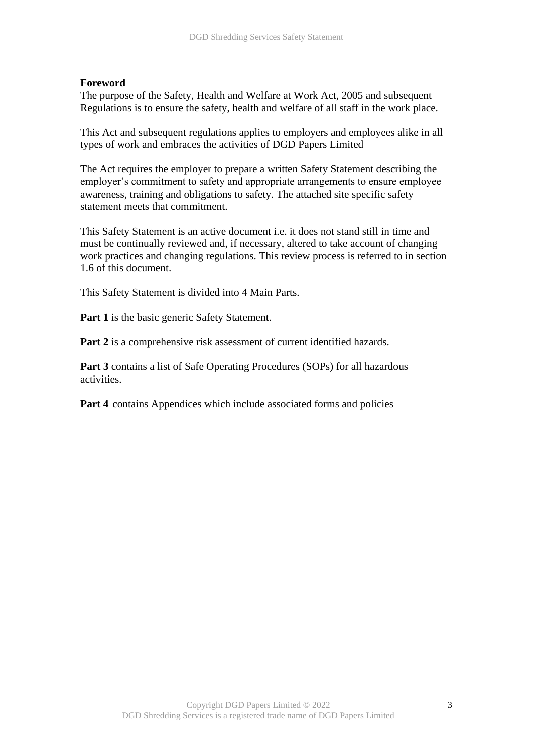**Foreword**

The purpose of the Safety, Health and Welfare at Work Act, 2005 and subsequent Regulations is to ensure the safety, health and welfare of all staff in the work place.

This Act and subsequent regulations applies to employers and employees alike in all types of work and embraces the activities of DGD Papers Limited

The Act requires the employer to prepare a written Safety Statement describing the employer's commitment to safety and appropriate arrangements to ensure employee awareness, training and obligations to safety. The attached site specific safety statement meets that commitment.

This Safety Statement is an active document i.e. it does not stand still in time and must be continually reviewed and, if necessary, altered to take account of changing work practices and changing regulations. This review process is referred to in section 1.6 of this document.

This Safety Statement is divided into 4 Main Parts.

**Part 1** is the basic generic Safety Statement.

**Part 2** is a comprehensive risk assessment of current identified hazards.

**Part 3** contains a list of Safe Operating Procedures (SOPs) for all hazardous activities.

**Part 4** contains Appendices which include associated forms and policies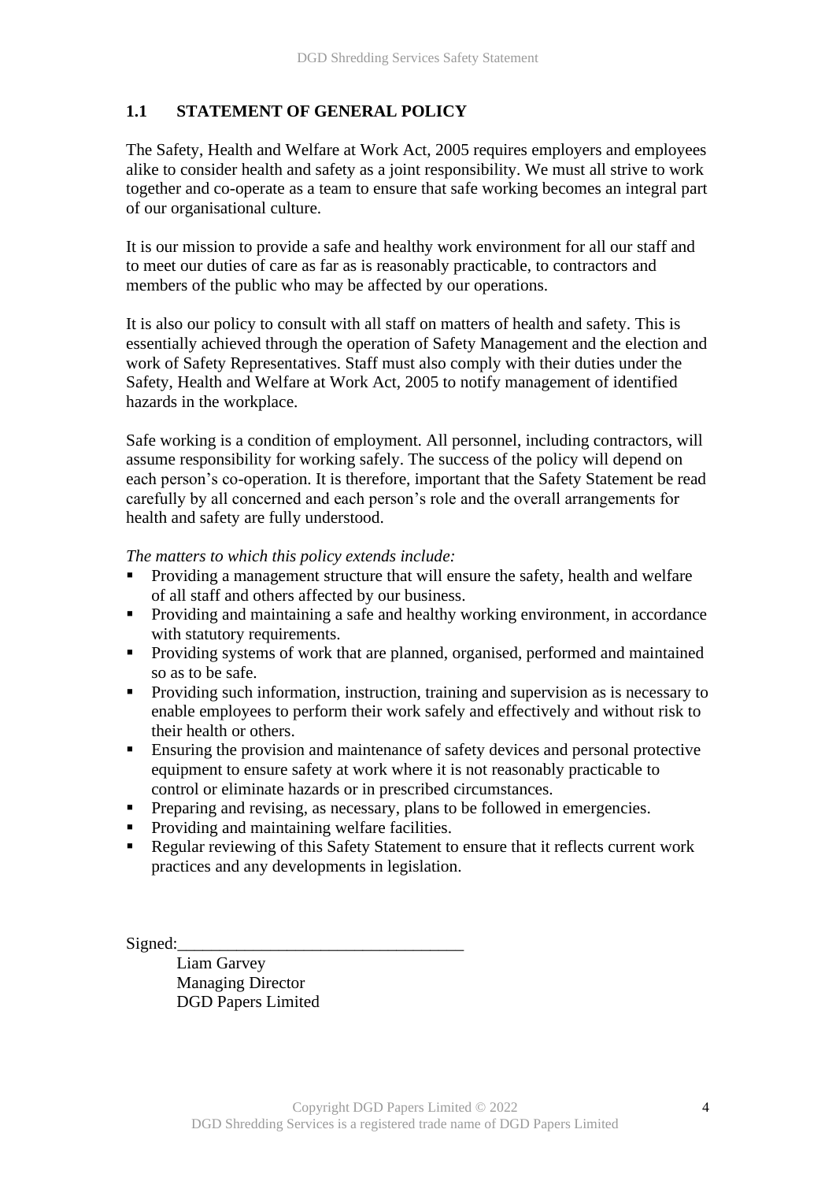## 1.1 STATEMENT OF GENERAL POLICY

The Safety, Health and Welfare at Work Act, 2005 requires employers and employees alike to consider health and safety as a joint responsibility. We must all strive to work together and co-operate as a team to ensure that safe working becomes an integral part of our organisational culture.

It is our mission to provide a safe and healthy work environment for all our staff and to meet our duties of care as far as is reasonably practicable, to contractors and members of the public who may be affected by our operations.

It is also our policy to consult with all staff on matters of health and safety. This is essentially achieved through the operation of Safety Management and the election and work of Safety Representatives. Staff must also comply with their duties under the Safety, Health and Welfare at Work Act, 2005 to notify management of identified hazards in the workplace.

Safe working is a condition of employment. All personnel, including contractors, will assume responsibility for working safely. The success of the policy will depend on each person's co-operation. It is therefore, important that the Safety Statement be read carefully by all concerned and each person's role and the overall arrangements for health and safety are fully understood.

*The matters to which this policy extends include:*

- Providing a management structure that will ensure the safety, health and welfare of all staff and others affected by our business.
- Providing and maintaining a safe and healthy working environment, in accordance with statutory requirements.
- Providing systems of work that are planned, organised, performed and maintained so as to be safe.
- Providing such information, instruction, training and supervision as is necessary to enable employees to perform their work safely and effectively and without risk to their health or others.
- Ensuring the provision and maintenance of safety devices and personal protective equipment to ensure safety at work where it is not reasonably practicable to control or eliminate hazards or in prescribed circumstances.
- Preparing and revising, as necessary, plans to be followed in emergencies.
- Providing and maintaining welfare facilities.
- Regular reviewing of this Safety Statement to ensure that it reflects current work practices and any developments in legislation.

Signed:_________________________________

Liam Garvey
Managing Director
DGD Papers Limited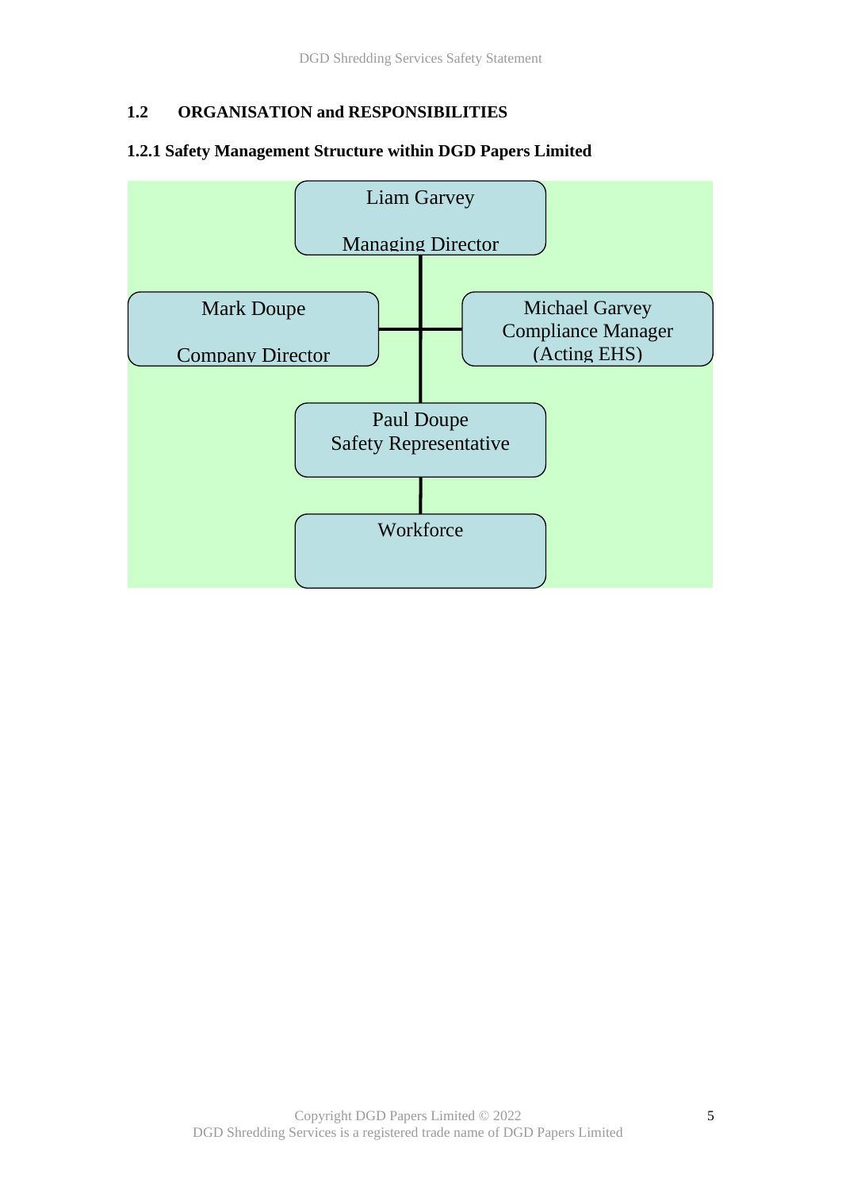## 1.2 ORGANISATION and RESPONSIBILITIES

### 1.2.1 Safety Management Structure within DGD Papers Limited

Liam Garvey

Managing Director

Mark Doupe

Company Director

Michael Garvey
Compliance Manager
(Acting EHS)

Paul Doupe
Safety Representative

Workforce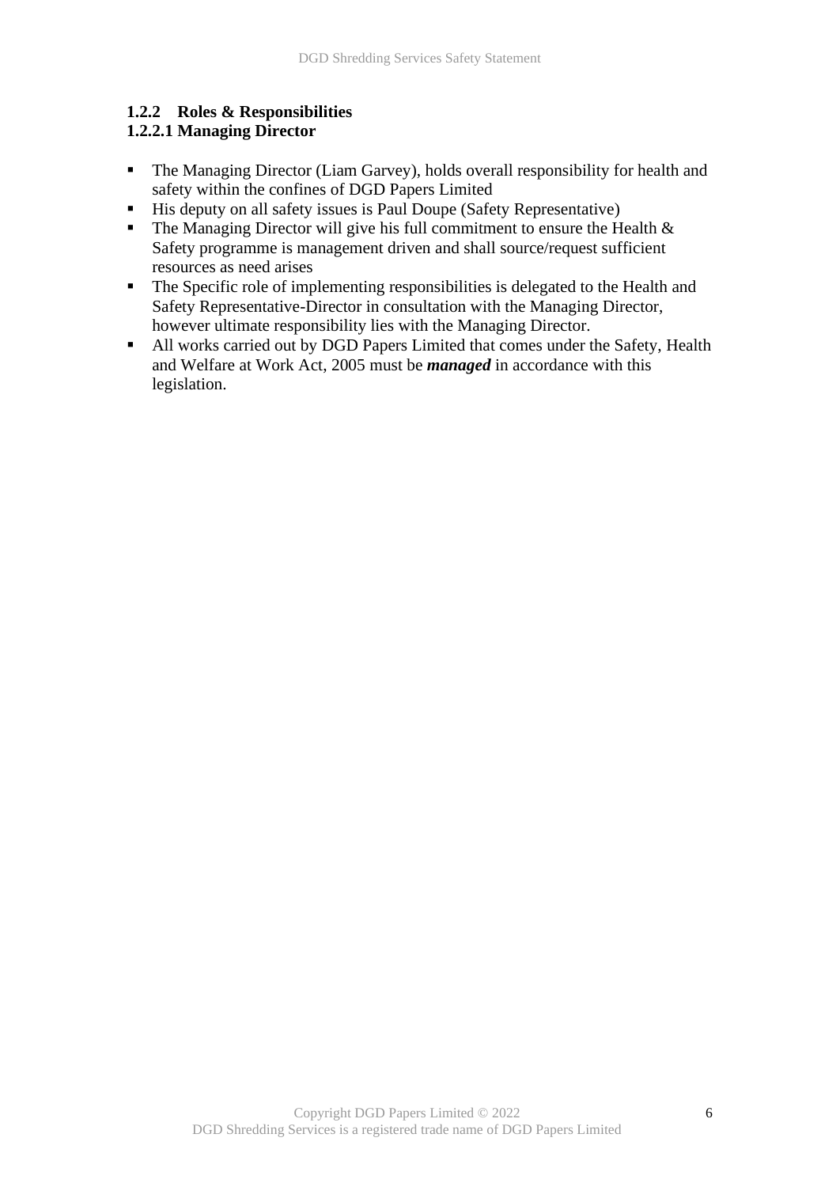### 1.2.2 Roles & Responsibilities

#### 1.2.2.1 Managing Director

- The Managing Director (Liam Garvey), holds overall responsibility for health and safety within the confines of DGD Papers Limited
- His deputy on all safety issues is Paul Doupe (Safety Representative)
- The Managing Director will give his full commitment to ensure the Health & Safety programme is management driven and shall source/request sufficient resources as need arises
- The Specific role of implementing responsibilities is delegated to the Health and Safety Representative-Director in consultation with the Managing Director, however ultimate responsibility lies with the Managing Director.
- All works carried out by DGD Papers Limited that comes under the Safety, Health and Welfare at Work Act, 2005 must be ***managed*** in accordance with this legislation.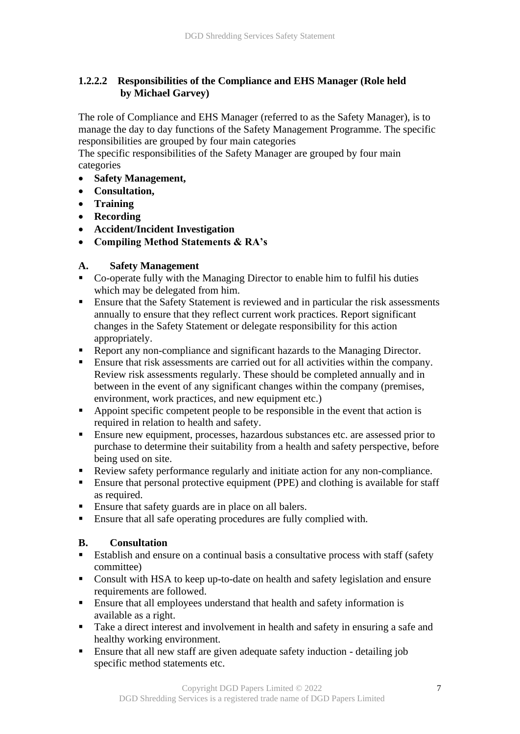#### 1.2.2.2 Responsibilities of the Compliance and EHS Manager (Role held by Michael Garvey)

The role of Compliance and EHS Manager (referred to as the Safety Manager), is to manage the day to day functions of the Safety Management Programme. The specific responsibilities are grouped by four main categories
The specific responsibilities of the Safety Manager are grouped by four main categories

- **Safety Management,**
- **Consultation,**
- **Training**
- **Recording**
- **Accident/Incident Investigation**
- **Compiling Method Statements & RA's**

**A. Safety Management**

- Co-operate fully with the Managing Director to enable him to fulfil his duties which may be delegated from him.
- Ensure that the Safety Statement is reviewed and in particular the risk assessments annually to ensure that they reflect current work practices. Report significant changes in the Safety Statement or delegate responsibility for this action appropriately.
- Report any non-compliance and significant hazards to the Managing Director.
- Ensure that risk assessments are carried out for all activities within the company. Review risk assessments regularly. These should be completed annually and in between in the event of any significant changes within the company (premises, environment, work practices, and new equipment etc.)
- Appoint specific competent people to be responsible in the event that action is required in relation to health and safety.
- Ensure new equipment, processes, hazardous substances etc. are assessed prior to purchase to determine their suitability from a health and safety perspective, before being used on site.
- Review safety performance regularly and initiate action for any non-compliance.
- Ensure that personal protective equipment (PPE) and clothing is available for staff as required.
- Ensure that safety guards are in place on all balers.
- Ensure that all safe operating procedures are fully complied with.

**B. Consultation**

- Establish and ensure on a continual basis a consultative process with staff (safety committee)
- Consult with HSA to keep up-to-date on health and safety legislation and ensure requirements are followed.
- Ensure that all employees understand that health and safety information is available as a right.
- Take a direct interest and involvement in health and safety in ensuring a safe and healthy working environment.
- Ensure that all new staff are given adequate safety induction - detailing job specific method statements etc.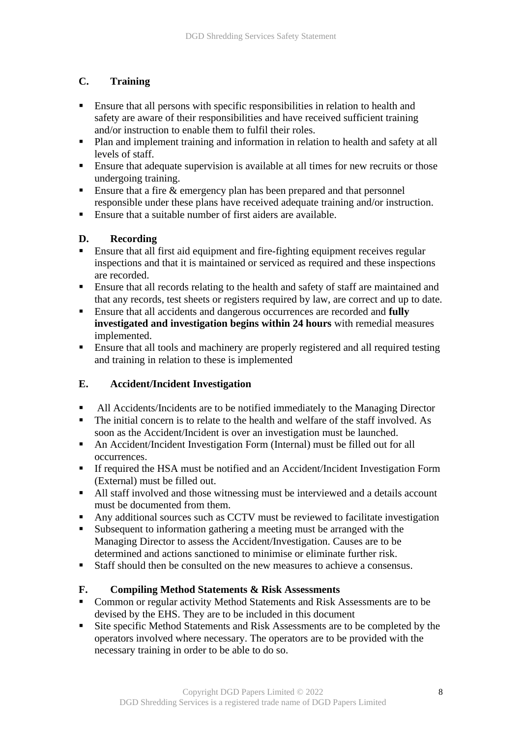## C. Training

- Ensure that all persons with specific responsibilities in relation to health and safety are aware of their responsibilities and have received sufficient training and/or instruction to enable them to fulfil their roles.
- Plan and implement training and information in relation to health and safety at all levels of staff.
- Ensure that adequate supervision is available at all times for new recruits or those undergoing training.
- Ensure that a fire & emergency plan has been prepared and that personnel responsible under these plans have received adequate training and/or instruction.
- Ensure that a suitable number of first aiders are available.

## D. Recording

- Ensure that all first aid equipment and fire-fighting equipment receives regular inspections and that it is maintained or serviced as required and these inspections are recorded.
- Ensure that all records relating to the health and safety of staff are maintained and that any records, test sheets or registers required by law, are correct and up to date.
- Ensure that all accidents and dangerous occurrences are recorded and **fully investigated and investigation begins within 24 hours** with remedial measures implemented.
- Ensure that all tools and machinery are properly registered and all required testing and training in relation to these is implemented

## E. Accident/Incident Investigation

- All Accidents/Incidents are to be notified immediately to the Managing Director
- The initial concern is to relate to the health and welfare of the staff involved. As soon as the Accident/Incident is over an investigation must be launched.
- An Accident/Incident Investigation Form (Internal) must be filled out for all occurrences.
- If required the HSA must be notified and an Accident/Incident Investigation Form (External) must be filled out.
- All staff involved and those witnessing must be interviewed and a details account must be documented from them.
- Any additional sources such as CCTV must be reviewed to facilitate investigation
- Subsequent to information gathering a meeting must be arranged with the Managing Director to assess the Accident/Investigation. Causes are to be determined and actions sanctioned to minimise or eliminate further risk.
- Staff should then be consulted on the new measures to achieve a consensus.

## F. Compiling Method Statements & Risk Assessments

- Common or regular activity Method Statements and Risk Assessments are to be devised by the EHS. They are to be included in this document
- Site specific Method Statements and Risk Assessments are to be completed by the operators involved where necessary. The operators are to be provided with the necessary training in order to be able to do so.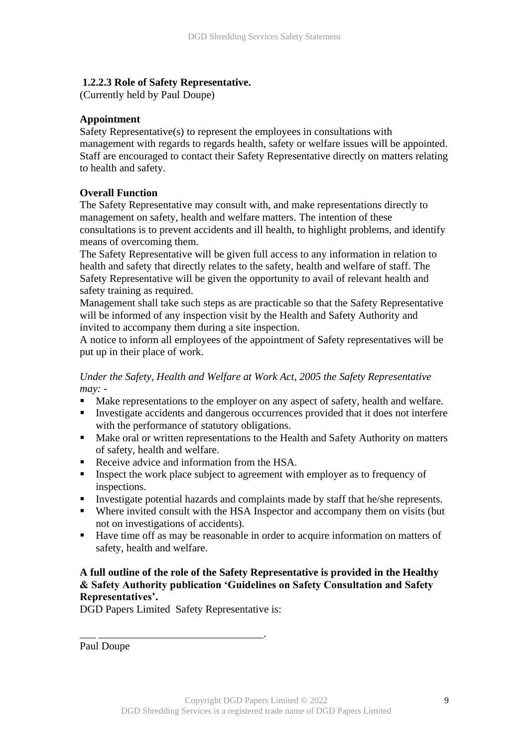### 1.2.2.3 Role of Safety Representative.

(Currently held by Paul Doupe)

**Appointment**

Safety Representative(s) to represent the employees in consultations with management with regards to regards health, safety or welfare issues will be appointed. Staff are encouraged to contact their Safety Representative directly on matters relating to health and safety.

**Overall Function**

The Safety Representative may consult with, and make representations directly to management on safety, health and welfare matters. The intention of these consultations is to prevent accidents and ill health, to highlight problems, and identify means of overcoming them.

The Safety Representative will be given full access to any information in relation to health and safety that directly relates to the safety, health and welfare of staff. The Safety Representative will be given the opportunity to avail of relevant health and safety training as required.

Management shall take such steps as are practicable so that the Safety Representative will be informed of any inspection visit by the Health and Safety Authority and invited to accompany them during a site inspection.

A notice to inform all employees of the appointment of Safety representatives will be put up in their place of work.

*Under the Safety, Health and Welfare at Work Act, 2005 the Safety Representative may: -*

- Make representations to the employer on any aspect of safety, health and welfare.
- Investigate accidents and dangerous occurrences provided that it does not interfere with the performance of statutory obligations.
- Make oral or written representations to the Health and Safety Authority on matters of safety, health and welfare.
- Receive advice and information from the HSA.
- Inspect the work place subject to agreement with employer as to frequency of inspections.
- Investigate potential hazards and complaints made by staff that he/she represents.
- Where invited consult with the HSA Inspector and accompany them on visits (but not on investigations of accidents).
- Have time off as may be reasonable in order to acquire information on matters of safety, health and welfare.

**A full outline of the role of the Safety Representative is provided in the Healthy & Safety Authority publication 'Guidelines on Safety Consultation and Safety Representatives'.**

DGD Papers Limited Safety Representative is:

___ _______________________________.

Paul Doupe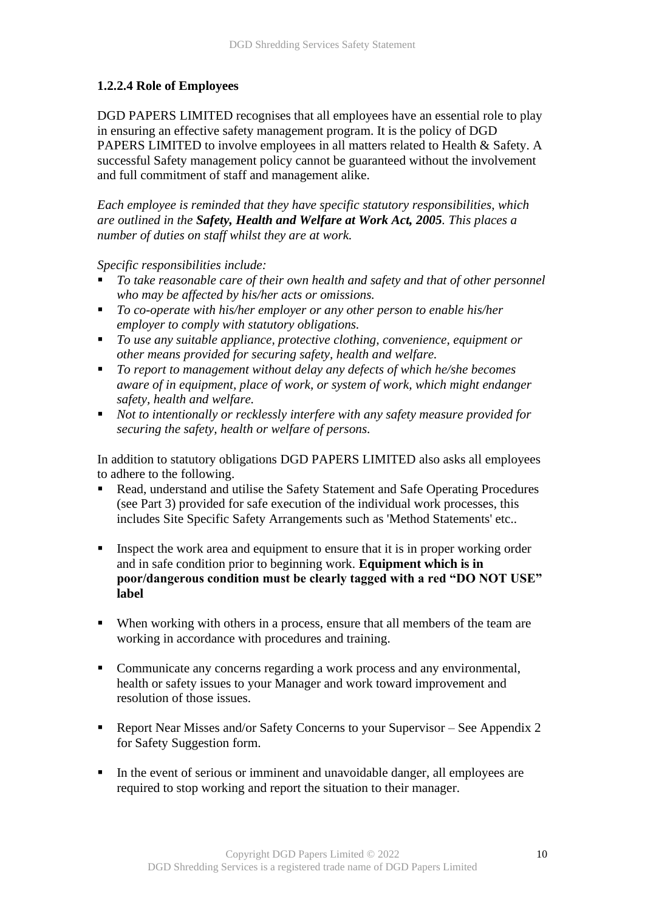### 1.2.2.4 Role of Employees

DGD PAPERS LIMITED recognises that all employees have an essential role to play in ensuring an effective safety management program. It is the policy of DGD PAPERS LIMITED to involve employees in all matters related to Health & Safety. A successful Safety management policy cannot be guaranteed without the involvement and full commitment of staff and management alike.

*Each employee is reminded that they have specific statutory responsibilities, which are outlined in the* ***Safety, Health and Welfare at Work Act, 2005****. This places a number of duties on staff whilst they are at work.*

*Specific responsibilities include:*

- *To take reasonable care of their own health and safety and that of other personnel who may be affected by his/her acts or omissions.*
- *To co-operate with his/her employer or any other person to enable his/her employer to comply with statutory obligations.*
- *To use any suitable appliance, protective clothing, convenience, equipment or other means provided for securing safety, health and welfare.*
- *To report to management without delay any defects of which he/she becomes aware of in equipment, place of work, or system of work, which might endanger safety, health and welfare.*
- *Not to intentionally or recklessly interfere with any safety measure provided for securing the safety, health or welfare of persons.*

In addition to statutory obligations DGD PAPERS LIMITED also asks all employees to adhere to the following.

- Read, understand and utilise the Safety Statement and Safe Operating Procedures (see Part 3) provided for safe execution of the individual work processes, this includes Site Specific Safety Arrangements such as 'Method Statements' etc..
- Inspect the work area and equipment to ensure that it is in proper working order and in safe condition prior to beginning work. **Equipment which is in poor/dangerous condition must be clearly tagged with a red "DO NOT USE" label**
- When working with others in a process, ensure that all members of the team are working in accordance with procedures and training.
- Communicate any concerns regarding a work process and any environmental, health or safety issues to your Manager and work toward improvement and resolution of those issues.
- Report Near Misses and/or Safety Concerns to your Supervisor – See Appendix 2 for Safety Suggestion form.
- In the event of serious or imminent and unavoidable danger, all employees are required to stop working and report the situation to their manager.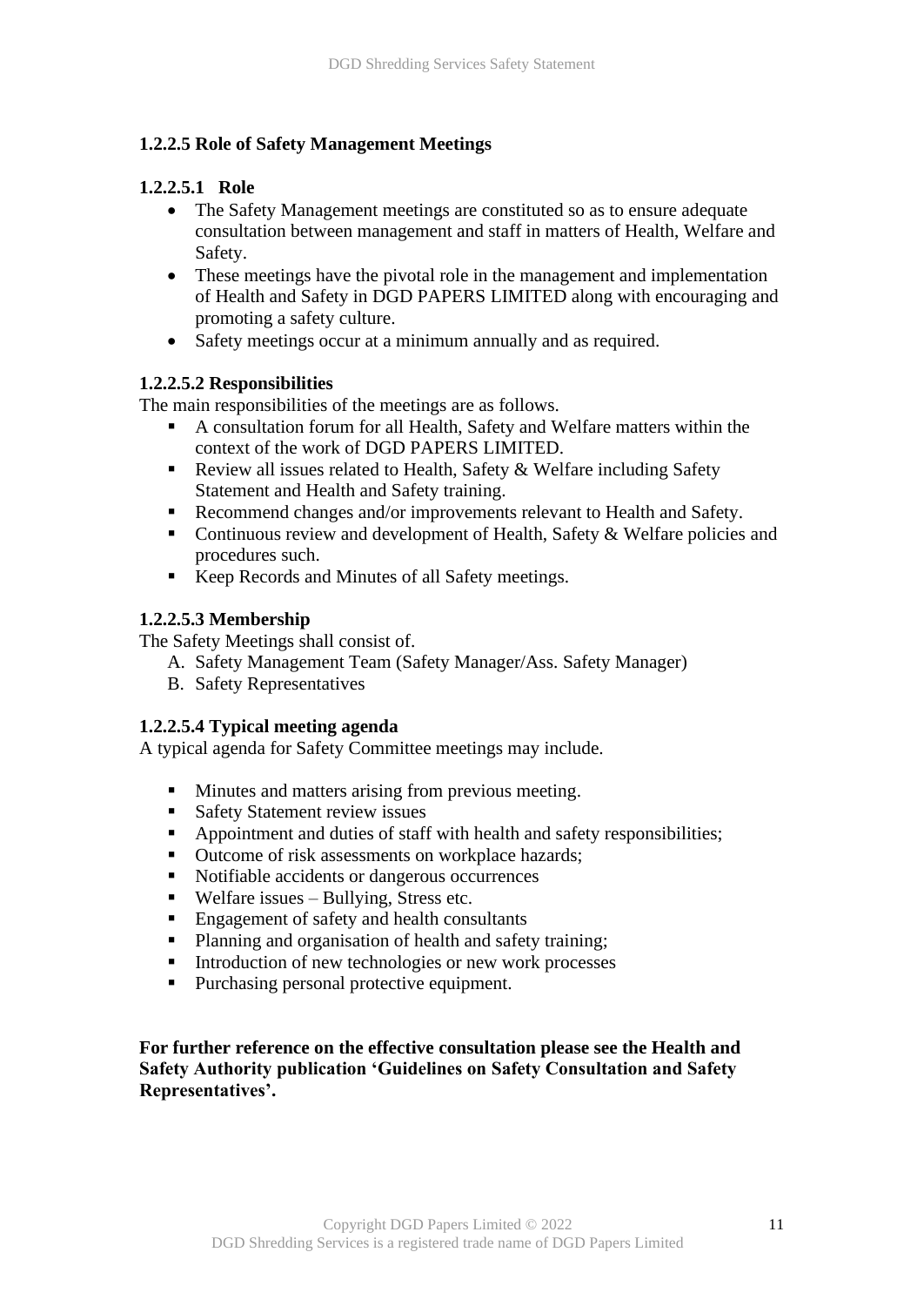### 1.2.2.5 Role of Safety Management Meetings

#### 1.2.2.5.1 Role

- The Safety Management meetings are constituted so as to ensure adequate consultation between management and staff in matters of Health, Welfare and Safety.
- These meetings have the pivotal role in the management and implementation of Health and Safety in DGD PAPERS LIMITED along with encouraging and promoting a safety culture.
- Safety meetings occur at a minimum annually and as required.

#### 1.2.2.5.2 Responsibilities

The main responsibilities of the meetings are as follows.

- A consultation forum for all Health, Safety and Welfare matters within the context of the work of DGD PAPERS LIMITED.
- Review all issues related to Health, Safety & Welfare including Safety Statement and Health and Safety training.
- Recommend changes and/or improvements relevant to Health and Safety.
- Continuous review and development of Health, Safety & Welfare policies and procedures such.
- Keep Records and Minutes of all Safety meetings.

#### 1.2.2.5.3 Membership

The Safety Meetings shall consist of.

A. Safety Management Team (Safety Manager/Ass. Safety Manager)
B. Safety Representatives

#### 1.2.2.5.4 Typical meeting agenda

A typical agenda for Safety Committee meetings may include.

- Minutes and matters arising from previous meeting.
- Safety Statement review issues
- Appointment and duties of staff with health and safety responsibilities;
- Outcome of risk assessments on workplace hazards;
- Notifiable accidents or dangerous occurrences
- Welfare issues – Bullying, Stress etc.
- Engagement of safety and health consultants
- Planning and organisation of health and safety training;
- Introduction of new technologies or new work processes
- Purchasing personal protective equipment.

**For further reference on the effective consultation please see the Health and Safety Authority publication 'Guidelines on Safety Consultation and Safety Representatives'.**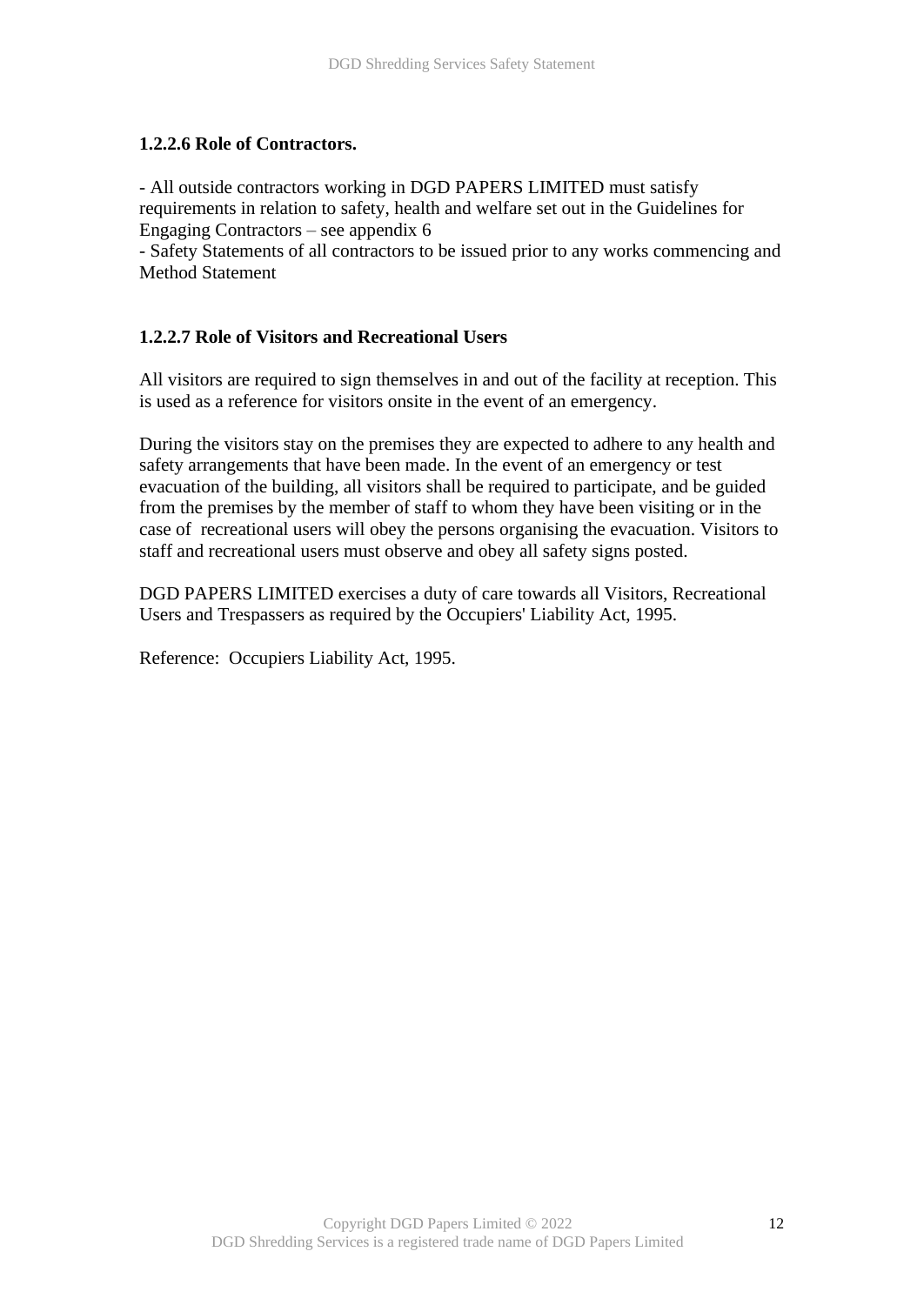**1.2.2.6 Role of Contractors.**

- All outside contractors working in DGD PAPERS LIMITED must satisfy requirements in relation to safety, health and welfare set out in the Guidelines for Engaging Contractors – see appendix 6
- Safety Statements of all contractors to be issued prior to any works commencing and Method Statement

**1.2.2.7 Role of Visitors and Recreational Users**

All visitors are required to sign themselves in and out of the facility at reception. This is used as a reference for visitors onsite in the event of an emergency.

During the visitors stay on the premises they are expected to adhere to any health and safety arrangements that have been made. In the event of an emergency or test evacuation of the building, all visitors shall be required to participate, and be guided from the premises by the member of staff to whom they have been visiting or in the case of recreational users will obey the persons organising the evacuation. Visitors to staff and recreational users must observe and obey all safety signs posted.

DGD PAPERS LIMITED exercises a duty of care towards all Visitors, Recreational Users and Trespassers as required by the Occupiers' Liability Act, 1995.

Reference: Occupiers Liability Act, 1995.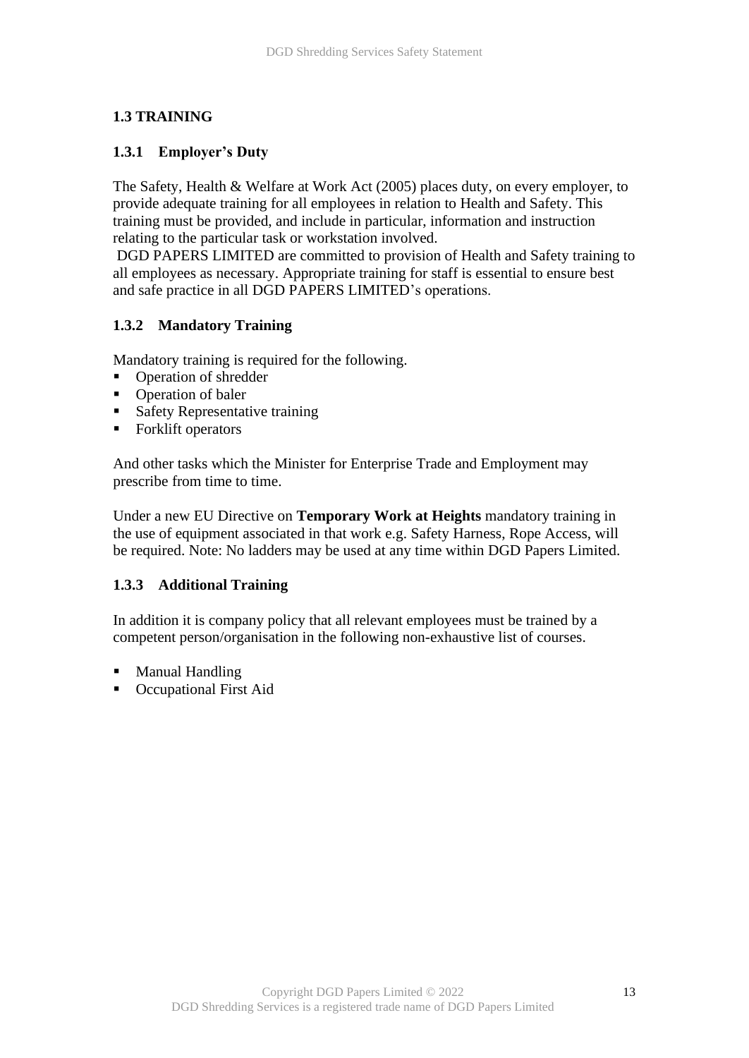## 1.3 TRAINING

### 1.3.1 Employer's Duty

The Safety, Health & Welfare at Work Act (2005) places duty, on every employer, to provide adequate training for all employees in relation to Health and Safety. This training must be provided, and include in particular, information and instruction relating to the particular task or workstation involved.

DGD PAPERS LIMITED are committed to provision of Health and Safety training to all employees as necessary. Appropriate training for staff is essential to ensure best and safe practice in all DGD PAPERS LIMITED's operations.

### 1.3.2 Mandatory Training

Mandatory training is required for the following.

- Operation of shredder
- Operation of baler
- Safety Representative training
- Forklift operators

And other tasks which the Minister for Enterprise Trade and Employment may prescribe from time to time.

Under a new EU Directive on **Temporary Work at Heights** mandatory training in the use of equipment associated in that work e.g. Safety Harness, Rope Access, will be required. Note: No ladders may be used at any time within DGD Papers Limited.

### 1.3.3 Additional Training

In addition it is company policy that all relevant employees must be trained by a competent person/organisation in the following non-exhaustive list of courses.

- Manual Handling
- Occupational First Aid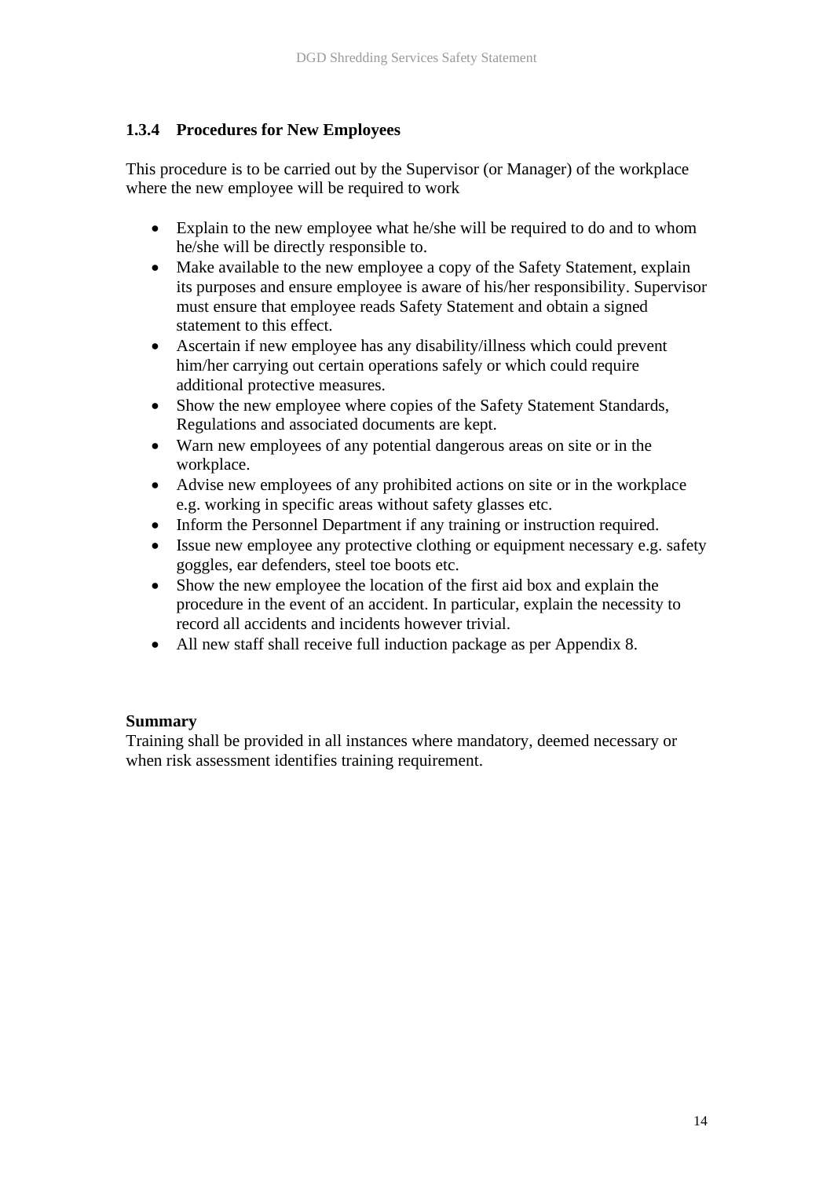### 1.3.4 Procedures for New Employees

This procedure is to be carried out by the Supervisor (or Manager) of the workplace where the new employee will be required to work

- Explain to the new employee what he/she will be required to do and to whom he/she will be directly responsible to.
- Make available to the new employee a copy of the Safety Statement, explain its purposes and ensure employee is aware of his/her responsibility. Supervisor must ensure that employee reads Safety Statement and obtain a signed statement to this effect.
- Ascertain if new employee has any disability/illness which could prevent him/her carrying out certain operations safely or which could require additional protective measures.
- Show the new employee where copies of the Safety Statement Standards, Regulations and associated documents are kept.
- Warn new employees of any potential dangerous areas on site or in the workplace.
- Advise new employees of any prohibited actions on site or in the workplace e.g. working in specific areas without safety glasses etc.
- Inform the Personnel Department if any training or instruction required.
- Issue new employee any protective clothing or equipment necessary e.g. safety goggles, ear defenders, steel toe boots etc.
- Show the new employee the location of the first aid box and explain the procedure in the event of an accident. In particular, explain the necessity to record all accidents and incidents however trivial.
- All new staff shall receive full induction package as per Appendix 8.

**Summary**
Training shall be provided in all instances where mandatory, deemed necessary or when risk assessment identifies training requirement.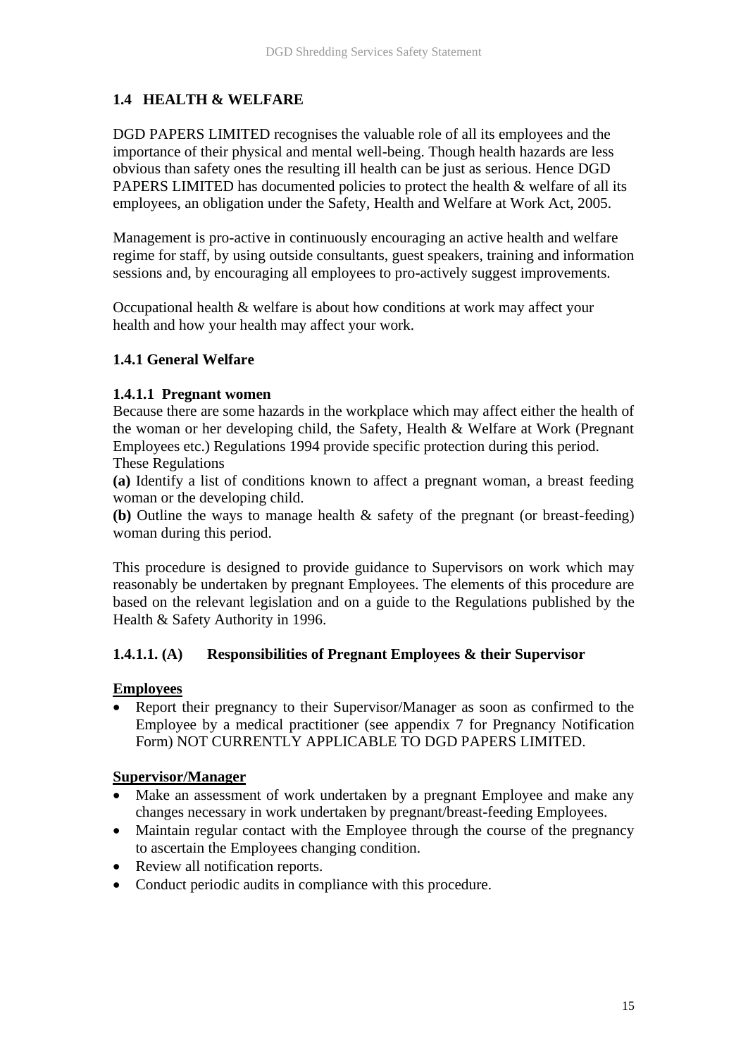## 1.4 HEALTH & WELFARE

DGD PAPERS LIMITED recognises the valuable role of all its employees and the importance of their physical and mental well-being. Though health hazards are less obvious than safety ones the resulting ill health can be just as serious. Hence DGD PAPERS LIMITED has documented policies to protect the health & welfare of all its employees, an obligation under the Safety, Health and Welfare at Work Act, 2005.

Management is pro-active in continuously encouraging an active health and welfare regime for staff, by using outside consultants, guest speakers, training and information sessions and, by encouraging all employees to pro-actively suggest improvements.

Occupational health & welfare is about how conditions at work may affect your health and how your health may affect your work.

### 1.4.1 General Welfare

#### 1.4.1.1 Pregnant women

Because there are some hazards in the workplace which may affect either the health of the woman or her developing child, the Safety, Health & Welfare at Work (Pregnant Employees etc.) Regulations 1994 provide specific protection during this period. These Regulations

**(a)** Identify a list of conditions known to affect a pregnant woman, a breast feeding woman or the developing child.

**(b)** Outline the ways to manage health & safety of the pregnant (or breast-feeding) woman during this period.

This procedure is designed to provide guidance to Supervisors on work which may reasonably be undertaken by pregnant Employees. The elements of this procedure are based on the relevant legislation and on a guide to the Regulations published by the Health & Safety Authority in 1996.

#### 1.4.1.1. (A) Responsibilities of Pregnant Employees & their Supervisor

**Employees**

- Report their pregnancy to their Supervisor/Manager as soon as confirmed to the Employee by a medical practitioner (see appendix 7 for Pregnancy Notification Form) NOT CURRENTLY APPLICABLE TO DGD PAPERS LIMITED.

**Supervisor/Manager**

- Make an assessment of work undertaken by a pregnant Employee and make any changes necessary in work undertaken by pregnant/breast-feeding Employees.
- Maintain regular contact with the Employee through the course of the pregnancy to ascertain the Employees changing condition.
- Review all notification reports.
- Conduct periodic audits in compliance with this procedure.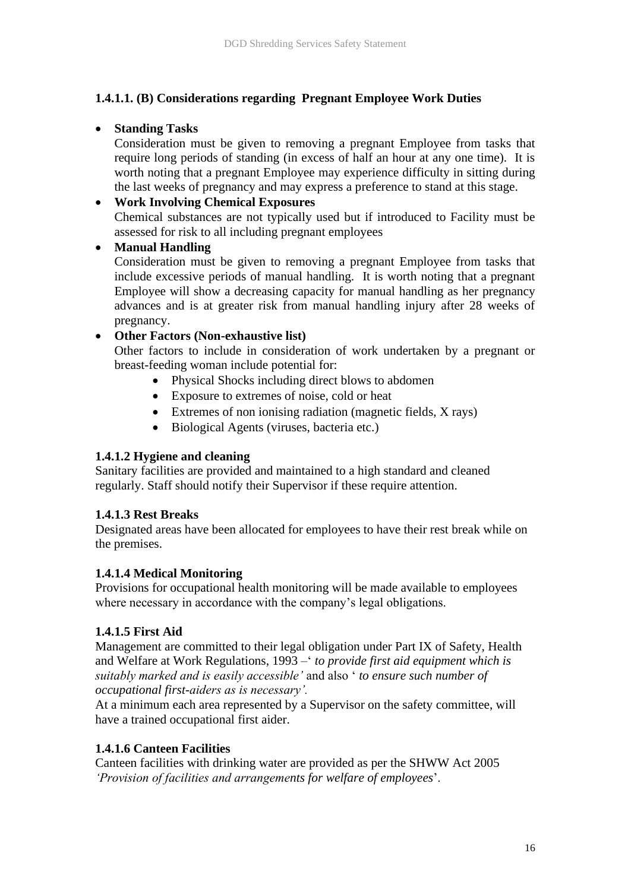### 1.4.1.1. (B) Considerations regarding Pregnant Employee Work Duties

- **Standing Tasks**
  Consideration must be given to removing a pregnant Employee from tasks that require long periods of standing (in excess of half an hour at any one time). It is worth noting that a pregnant Employee may experience difficulty in sitting during the last weeks of pregnancy and may express a preference to stand at this stage.
- **Work Involving Chemical Exposures**
  Chemical substances are not typically used but if introduced to Facility must be assessed for risk to all including pregnant employees
- **Manual Handling**
  Consideration must be given to removing a pregnant Employee from tasks that include excessive periods of manual handling. It is worth noting that a pregnant Employee will show a decreasing capacity for manual handling as her pregnancy advances and is at greater risk from manual handling injury after 28 weeks of pregnancy.
- **Other Factors (Non-exhaustive list)**
  Other factors to include in consideration of work undertaken by a pregnant or breast-feeding woman include potential for:
  - Physical Shocks including direct blows to abdomen
  - Exposure to extremes of noise, cold or heat
  - Extremes of non ionising radiation (magnetic fields, X rays)
  - Biological Agents (viruses, bacteria etc.)

### 1.4.1.2 Hygiene and cleaning

Sanitary facilities are provided and maintained to a high standard and cleaned regularly. Staff should notify their Supervisor if these require attention.

### 1.4.1.3 Rest Breaks

Designated areas have been allocated for employees to have their rest break while on the premises.

### 1.4.1.4 Medical Monitoring

Provisions for occupational health monitoring will be made available to employees where necessary in accordance with the company's legal obligations.

### 1.4.1.5 First Aid

Management are committed to their legal obligation under Part IX of Safety, Health and Welfare at Work Regulations, 1993 –' *to provide first aid equipment which is suitably marked and is easily accessible'* and also ' *to ensure such number of occupational first-aiders as is necessary'.*

At a minimum each area represented by a Supervisor on the safety committee, will have a trained occupational first aider.

### 1.4.1.6 Canteen Facilities

Canteen facilities with drinking water are provided as per the SHWW Act 2005 *'Provision of facilities and arrangements for welfare of employees*'.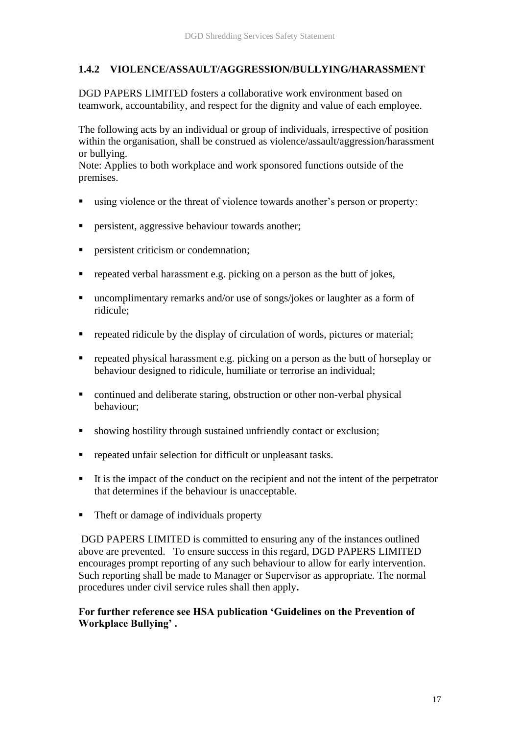### 1.4.2 VIOLENCE/ASSAULT/AGGRESSION/BULLYING/HARASSMENT

DGD PAPERS LIMITED fosters a collaborative work environment based on teamwork, accountability, and respect for the dignity and value of each employee.

The following acts by an individual or group of individuals, irrespective of position within the organisation, shall be construed as violence/assault/aggression/harassment or bullying.
Note: Applies to both workplace and work sponsored functions outside of the premises.

- using violence or the threat of violence towards another's person or property:
- persistent, aggressive behaviour towards another;
- persistent criticism or condemnation;
- repeated verbal harassment e.g. picking on a person as the butt of jokes,
- uncomplimentary remarks and/or use of songs/jokes or laughter as a form of ridicule;
- repeated ridicule by the display of circulation of words, pictures or material;
- repeated physical harassment e.g. picking on a person as the butt of horseplay or behaviour designed to ridicule, humiliate or terrorise an individual;
- continued and deliberate staring, obstruction or other non-verbal physical behaviour;
- showing hostility through sustained unfriendly contact or exclusion;
- repeated unfair selection for difficult or unpleasant tasks.
- It is the impact of the conduct on the recipient and not the intent of the perpetrator that determines if the behaviour is unacceptable.
- Theft or damage of individuals property

DGD PAPERS LIMITED is committed to ensuring any of the instances outlined above are prevented. To ensure success in this regard, DGD PAPERS LIMITED encourages prompt reporting of any such behaviour to allow for early intervention. Such reporting shall be made to Manager or Supervisor as appropriate. The normal procedures under civil service rules shall then apply**.**

**For further reference see HSA publication 'Guidelines on the Prevention of Workplace Bullying' .**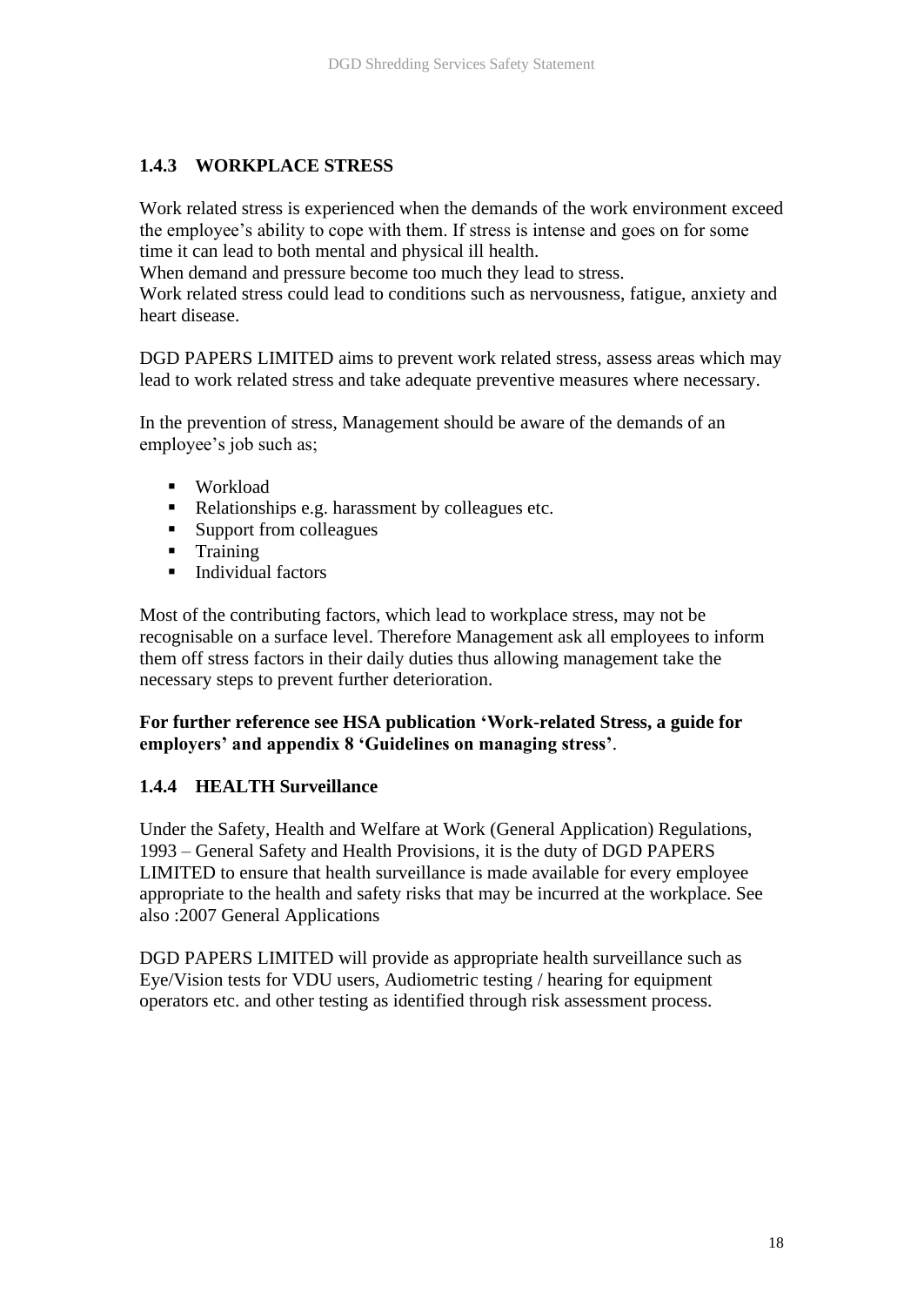### 1.4.3 WORKPLACE STRESS

Work related stress is experienced when the demands of the work environment exceed the employee's ability to cope with them. If stress is intense and goes on for some time it can lead to both mental and physical ill health.
When demand and pressure become too much they lead to stress.
Work related stress could lead to conditions such as nervousness, fatigue, anxiety and heart disease.

DGD PAPERS LIMITED aims to prevent work related stress, assess areas which may lead to work related stress and take adequate preventive measures where necessary.

In the prevention of stress, Management should be aware of the demands of an employee's job such as;

- Workload
- Relationships e.g. harassment by colleagues etc.
- Support from colleagues
- Training
- Individual factors

Most of the contributing factors, which lead to workplace stress, may not be recognisable on a surface level. Therefore Management ask all employees to inform them off stress factors in their daily duties thus allowing management take the necessary steps to prevent further deterioration.

**For further reference see HSA publication 'Work-related Stress, a guide for employers' and appendix 8 'Guidelines on managing stress'**.

### 1.4.4 HEALTH Surveillance

Under the Safety, Health and Welfare at Work (General Application) Regulations, 1993 – General Safety and Health Provisions, it is the duty of DGD PAPERS LIMITED to ensure that health surveillance is made available for every employee appropriate to the health and safety risks that may be incurred at the workplace. See also :2007 General Applications

DGD PAPERS LIMITED will provide as appropriate health surveillance such as Eye/Vision tests for VDU users, Audiometric testing / hearing for equipment operators etc. and other testing as identified through risk assessment process.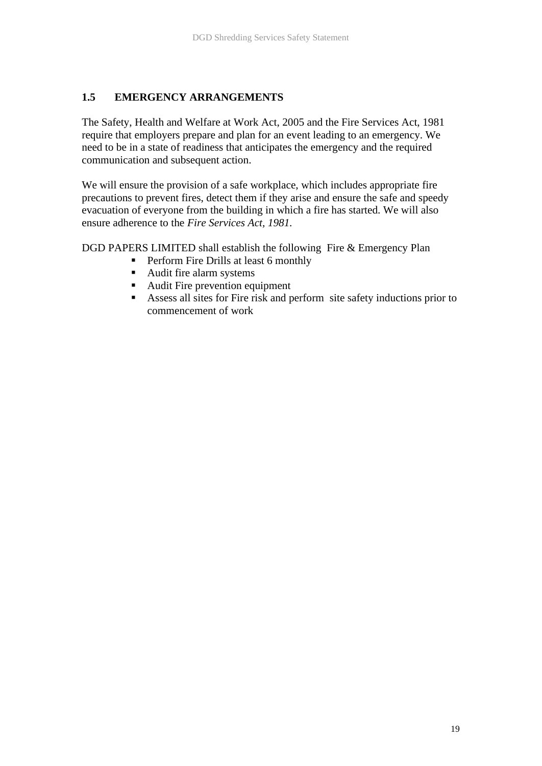## 1.5 EMERGENCY ARRANGEMENTS

The Safety, Health and Welfare at Work Act, 2005 and the Fire Services Act, 1981 require that employers prepare and plan for an event leading to an emergency. We need to be in a state of readiness that anticipates the emergency and the required communication and subsequent action.

We will ensure the provision of a safe workplace, which includes appropriate fire precautions to prevent fires, detect them if they arise and ensure the safe and speedy evacuation of everyone from the building in which a fire has started. We will also ensure adherence to the *Fire Services Act, 1981.*

DGD PAPERS LIMITED shall establish the following Fire & Emergency Plan

- Perform Fire Drills at least 6 monthly
- Audit fire alarm systems
- Audit Fire prevention equipment
- Assess all sites for Fire risk and perform site safety inductions prior to commencement of work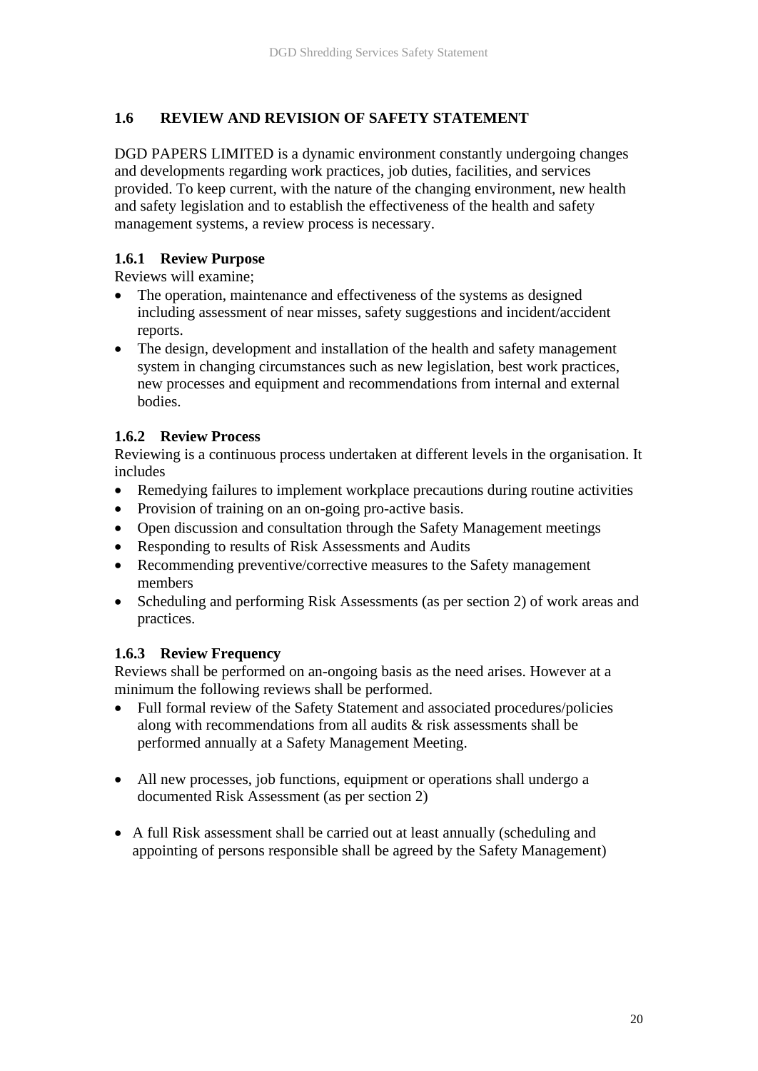## 1.6 REVIEW AND REVISION OF SAFETY STATEMENT

DGD PAPERS LIMITED is a dynamic environment constantly undergoing changes and developments regarding work practices, job duties, facilities, and services provided. To keep current, with the nature of the changing environment, new health and safety legislation and to establish the effectiveness of the health and safety management systems, a review process is necessary.

### 1.6.1 Review Purpose

Reviews will examine;

- The operation, maintenance and effectiveness of the systems as designed including assessment of near misses, safety suggestions and incident/accident reports.
- The design, development and installation of the health and safety management system in changing circumstances such as new legislation, best work practices, new processes and equipment and recommendations from internal and external bodies.

### 1.6.2 Review Process

Reviewing is a continuous process undertaken at different levels in the organisation. It includes

- Remedying failures to implement workplace precautions during routine activities
- Provision of training on an on-going pro-active basis.
- Open discussion and consultation through the Safety Management meetings
- Responding to results of Risk Assessments and Audits
- Recommending preventive/corrective measures to the Safety management members
- Scheduling and performing Risk Assessments (as per section 2) of work areas and practices.

### 1.6.3 Review Frequency

Reviews shall be performed on an-ongoing basis as the need arises. However at a minimum the following reviews shall be performed.

- Full formal review of the Safety Statement and associated procedures/policies along with recommendations from all audits & risk assessments shall be performed annually at a Safety Management Meeting.
- All new processes, job functions, equipment or operations shall undergo a documented Risk Assessment (as per section 2)
- A full Risk assessment shall be carried out at least annually (scheduling and appointing of persons responsible shall be agreed by the Safety Management)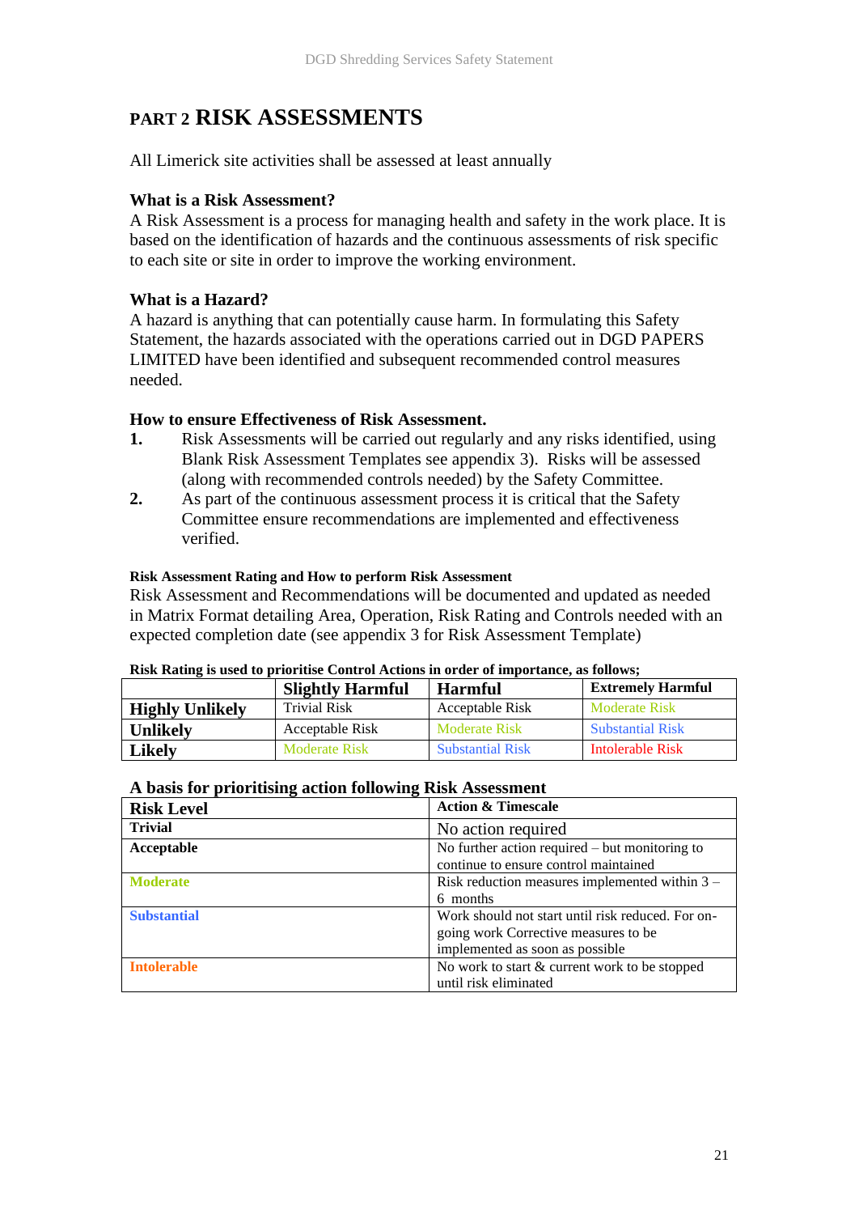## PART 2 RISK ASSESSMENTS

All Limerick site activities shall be assessed at least annually

**What is a Risk Assessment?**
A Risk Assessment is a process for managing health and safety in the work place. It is based on the identification of hazards and the continuous assessments of risk specific to each site or site in order to improve the working environment.

**What is a Hazard?**
A hazard is anything that can potentially cause harm. In formulating this Safety Statement, the hazards associated with the operations carried out in DGD PAPERS LIMITED have been identified and subsequent recommended control measures needed.

**How to ensure Effectiveness of Risk Assessment.**

1. Risk Assessments will be carried out regularly and any risks identified, using Blank Risk Assessment Templates see appendix 3). Risks will be assessed (along with recommended controls needed) by the Safety Committee.
2. As part of the continuous assessment process it is critical that the Safety Committee ensure recommendations are implemented and effectiveness verified.

**Risk Assessment Rating and How to perform Risk Assessment**
Risk Assessment and Recommendations will be documented and updated as needed in Matrix Format detailing Area, Operation, Risk Rating and Controls needed with an expected completion date (see appendix 3 for Risk Assessment Template)

**Risk Rating is used to prioritise Control Actions in order of importance, as follows;**

| | Slightly Harmful | Harmful | Extremely Harmful |
|---|---|---|---|
| **Highly Unlikely** | Trivial Risk | Acceptable Risk | Moderate Risk |
| **Unlikely** | Acceptable Risk | Moderate Risk | Substantial Risk |
| **Likely** | Moderate Risk | Substantial Risk | Intolerable Risk |

**A basis for prioritising action following Risk Assessment**

| Risk Level | Action & Timescale |
|---|---|
| **Trivial** | No action required |
| **Acceptable** | No further action required – but monitoring to continue to ensure control maintained |
| **Moderate** | Risk reduction measures implemented within 3 – 6 months |
| **Substantial** | Work should not start until risk reduced. For on-going work Corrective measures to be implemented as soon as possible |
| **Intolerable** | No work to start & current work to be stopped until risk eliminated |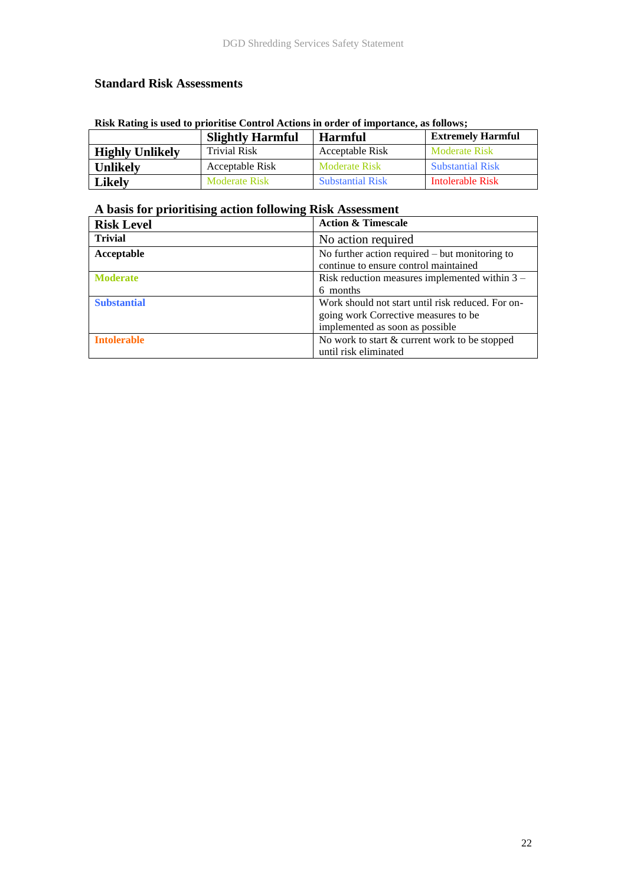## Standard Risk Assessments

**Risk Rating is used to prioritise Control Actions in order of importance, as follows;**

| | **Slightly Harmful** | **Harmful** | **Extremely Harmful** |
|---|---|---|---|
| **Highly Unlikely** | Trivial Risk | Acceptable Risk | Moderate Risk |
| **Unlikely** | Acceptable Risk | Moderate Risk | Substantial Risk |
| **Likely** | Moderate Risk | Substantial Risk | Intolerable Risk |

**A basis for prioritising action following Risk Assessment**

| **Risk Level** | **Action & Timescale** |
|---|---|
| **Trivial** | No action required |
| **Acceptable** | No further action required – but monitoring to continue to ensure control maintained |
| **Moderate** | Risk reduction measures implemented within 3 – 6 months |
| **Substantial** | Work should not start until risk reduced. For on-going work Corrective measures to be implemented as soon as possible |
| **Intolerable** | No work to start & current work to be stopped until risk eliminated |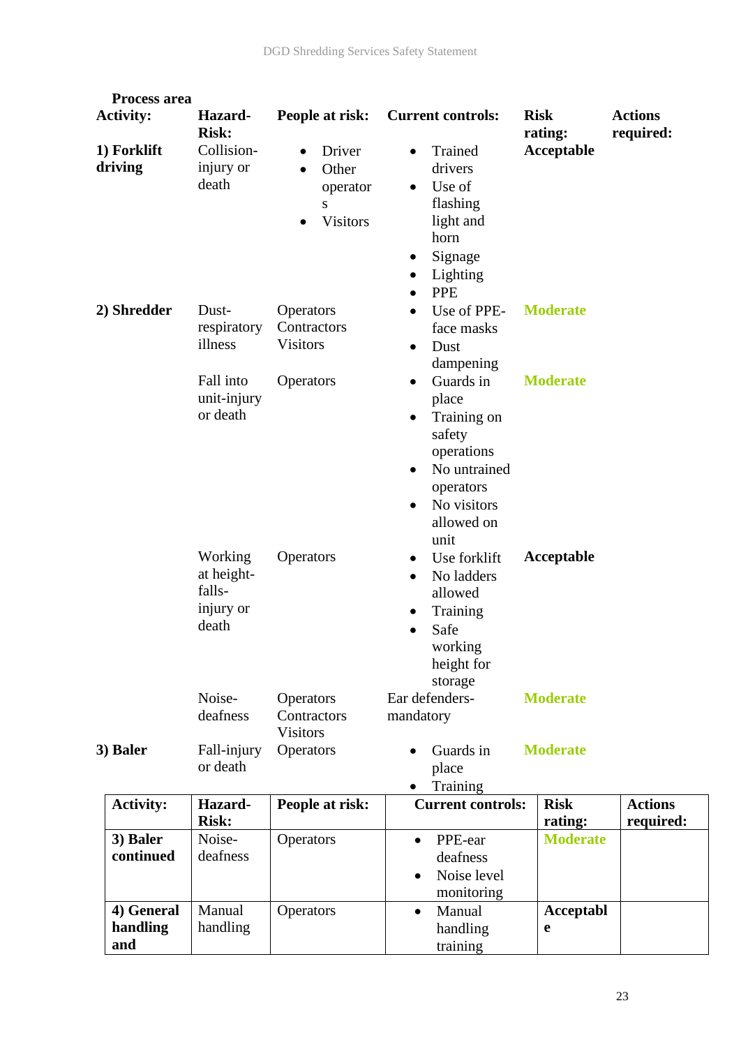**Process area**

| Activity: | Hazard-Risk: | People at risk: | Current controls: | Risk rating: | Actions required: |
|---|---|---|---|---|---|
| **1) Forklift driving** | Collision-injury or death | • Driver<br>• Other operators<br>• Visitors | • Trained drivers<br>• Use of flashing light and horn<br>• Signage<br>• Lighting<br>• PPE | **Acceptable** | |
| **2) Shredder** | Dust-respiratory illness | Operators Contractors Visitors | • Use of PPE-face masks<br>• Dust dampening | **Moderate** | |
| | Fall into unit-injury or death | Operators | • Guards in place<br>• Training on safety operations<br>• No untrained operators<br>• No visitors allowed on unit | **Moderate** | |
| | Working at height-falls-injury or death | Operators | • Use forklift<br>• No ladders allowed<br>• Training<br>• Safe working height for storage | **Acceptable** | |
| | Noise-deafness | Operators Contractors Visitors | Ear defenders-mandatory | **Moderate** | |
| **3) Baler** | Fall-injury or death | Operators | • Guards in place<br>• Training | **Moderate** | |
| **3) Baler continued** | Noise-deafness | Operators | • PPE-ear deafness<br>• Noise level monitoring | **Moderate** | |
| **4) General handling and** | Manual handling | Operators | • Manual handling training | **Acceptable** | |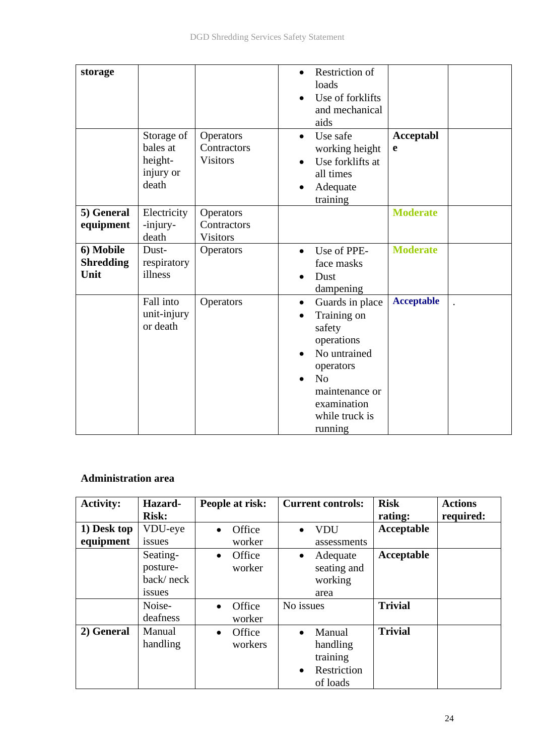| | | | | | |
|---|---|---|---|---|---|
| **storage** | | | • Restriction of loads<br>• Use of forklifts and mechanical aids | | |
| | Storage of bales at height-injury or death | Operators Contractors Visitors | • Use safe working height<br>• Use forklifts at all times<br>• Adequate training | **Acceptable** | |
| **5) General equipment** | Electricity -injury-death | Operators Contractors Visitors | | **Moderate** | |
| **6) Mobile Shredding Unit** | Dust-respiratory illness | Operators | • Use of PPE-face masks<br>• Dust dampening | **Moderate** | |
| | Fall into unit-injury or death | Operators | • Guards in place<br>• Training on safety operations<br>• No untrained operators<br>• No maintenance or examination while truck is running | **Acceptable** | . |

**Administration area**

| Activity: | Hazard-Risk: | People at risk: | Current controls: | Risk rating: | Actions required: |
|---|---|---|---|---|---|
| **1) Desk top equipment** | VDU-eye issues | • Office worker | • VDU assessments | **Acceptable** | |
| | Seating-posture-back/ neck issues | • Office worker | • Adequate seating and working area | **Acceptable** | |
| | Noise-deafness | • Office worker | No issues | **Trivial** | |
| **2) General** | Manual handling | • Office workers | • Manual handling training<br>• Restriction of loads | **Trivial** | |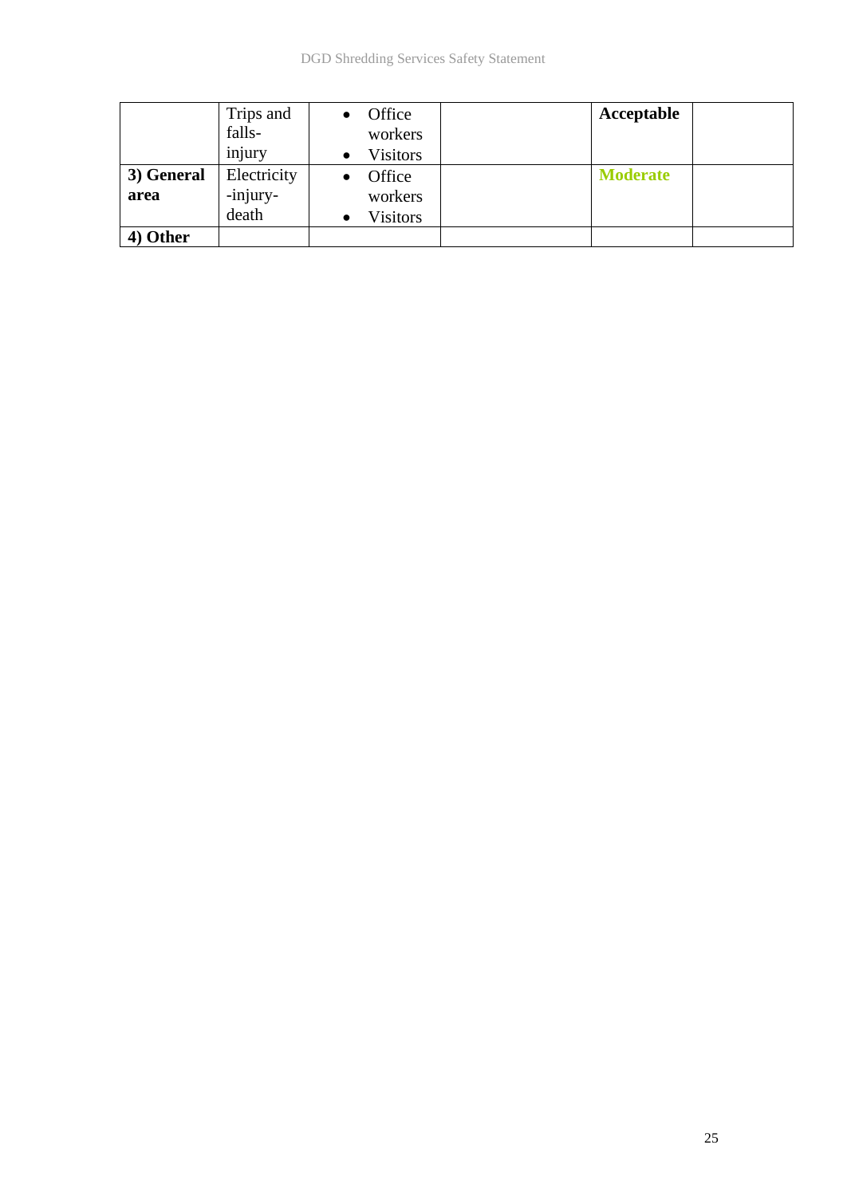| | | | | | |
|---|---|---|---|---|---|
| | Trips and falls-injury | • Office workers<br>• Visitors | | **Acceptable** | |
| **3) General area** | Electricity -injury-death | • Office workers<br>• Visitors | | **Moderate** | |
| **4) Other** | | | | | |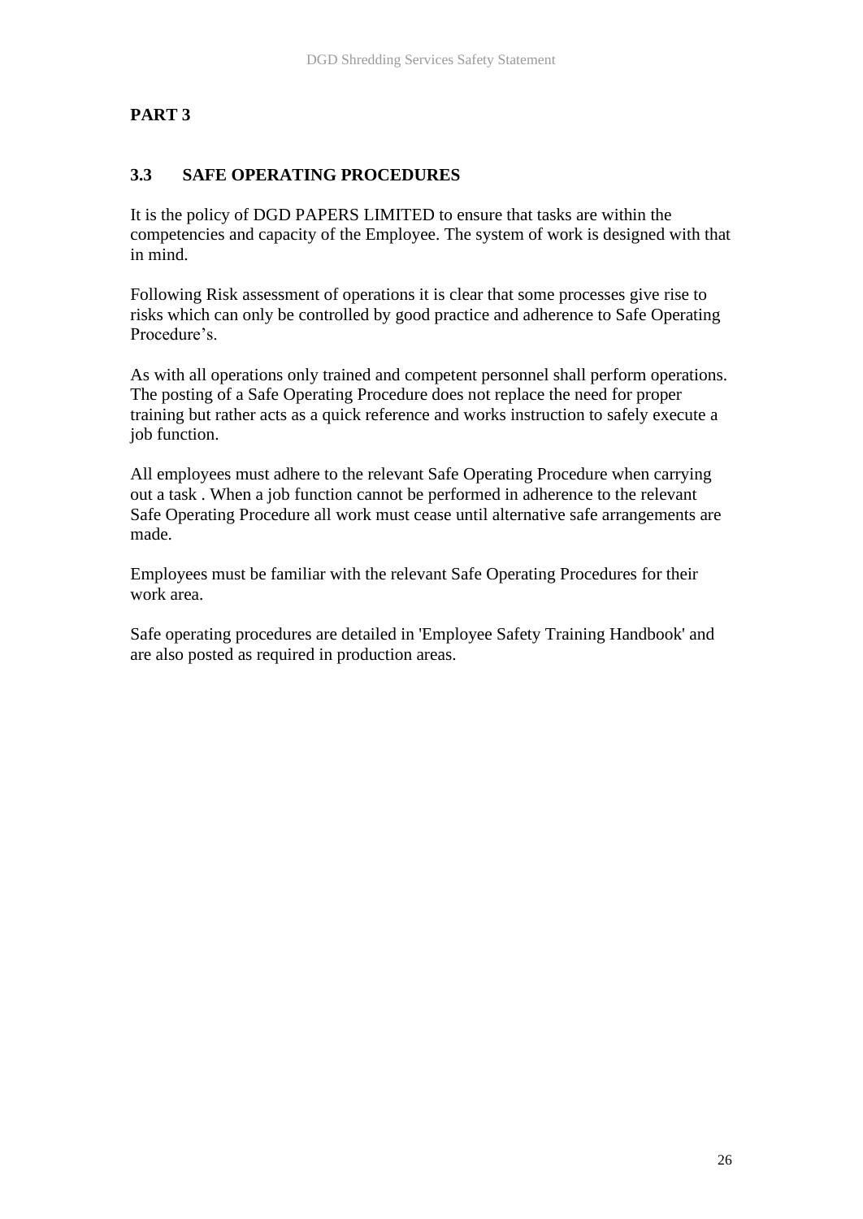## PART 3

### 3.3 SAFE OPERATING PROCEDURES

It is the policy of DGD PAPERS LIMITED to ensure that tasks are within the competencies and capacity of the Employee. The system of work is designed with that in mind.

Following Risk assessment of operations it is clear that some processes give rise to risks which can only be controlled by good practice and adherence to Safe Operating Procedure's.

As with all operations only trained and competent personnel shall perform operations. The posting of a Safe Operating Procedure does not replace the need for proper training but rather acts as a quick reference and works instruction to safely execute a job function.

All employees must adhere to the relevant Safe Operating Procedure when carrying out a task . When a job function cannot be performed in adherence to the relevant Safe Operating Procedure all work must cease until alternative safe arrangements are made.

Employees must be familiar with the relevant Safe Operating Procedures for their work area.

Safe operating procedures are detailed in 'Employee Safety Training Handbook' and are also posted as required in production areas.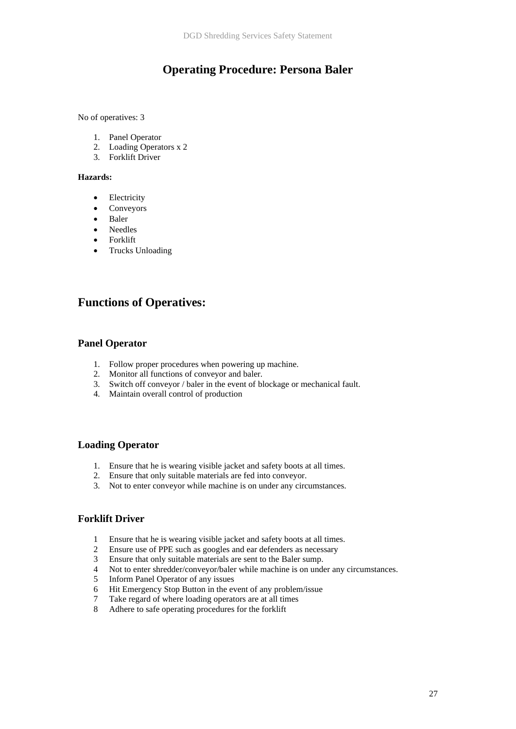# Operating Procedure: Persona Baler

No of operatives: 3

1. Panel Operator
2. Loading Operators x 2
3. Forklift Driver

**Hazards:**

- Electricity
- Conveyors
- Baler
- Needles
- Forklift
- Trucks Unloading

## Functions of Operatives:

### Panel Operator

1. Follow proper procedures when powering up machine.
2. Monitor all functions of conveyor and baler.
3. Switch off conveyor / baler in the event of blockage or mechanical fault.
4. Maintain overall control of production

### Loading Operator

1. Ensure that he is wearing visible jacket and safety boots at all times.
2. Ensure that only suitable materials are fed into conveyor.
3. Not to enter conveyor while machine is on under any circumstances.

### Forklift Driver

1. Ensure that he is wearing visible jacket and safety boots at all times.
2. Ensure use of PPE such as googles and ear defenders as necessary
3. Ensure that only suitable materials are sent to the Baler sump.
4. Not to enter shredder/conveyor/baler while machine is on under any circumstances.
5. Inform Panel Operator of any issues
6. Hit Emergency Stop Button in the event of any problem/issue
7. Take regard of where loading operators are at all times
8. Adhere to safe operating procedures for the forklift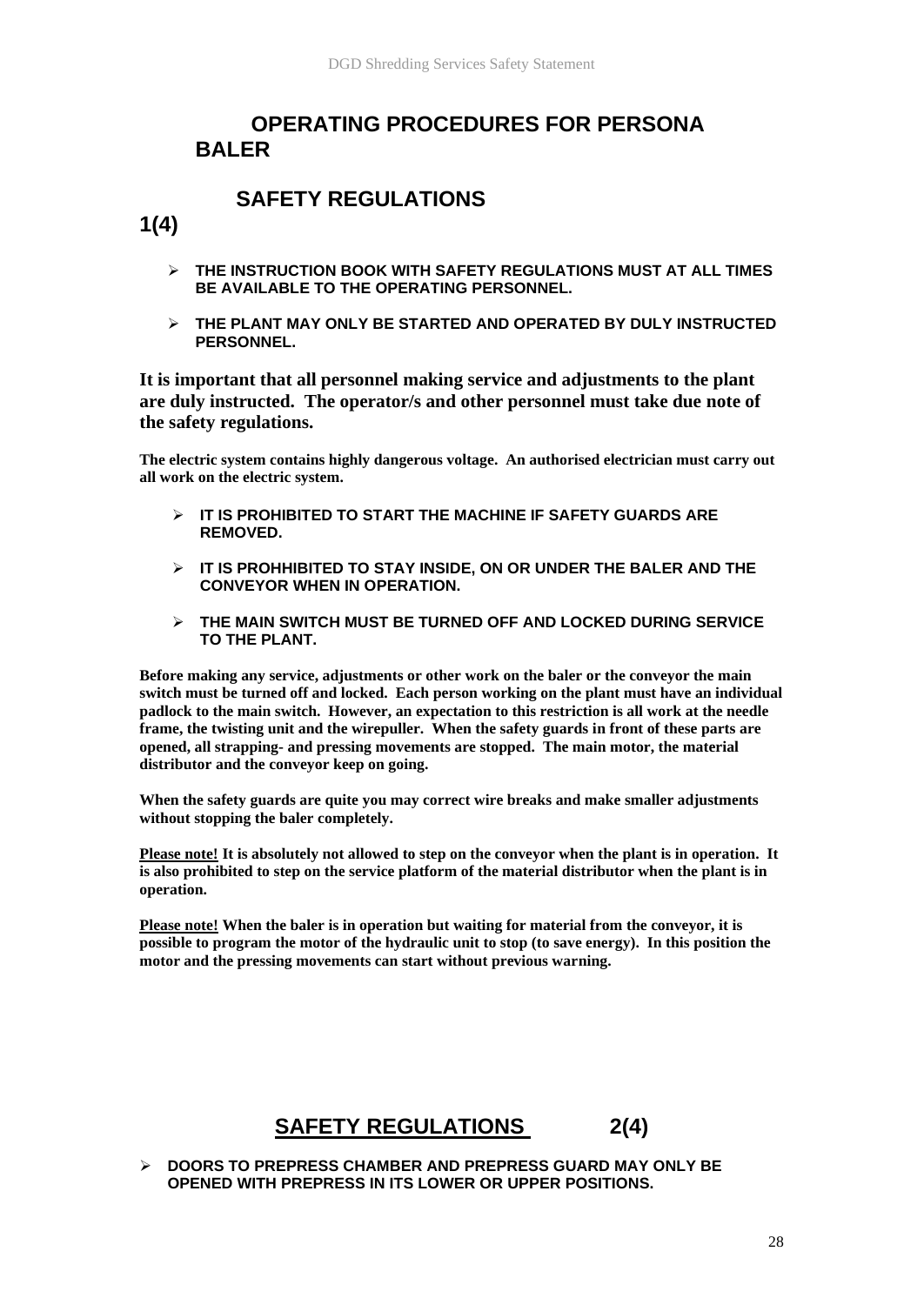# OPERATING PROCEDURES FOR PERSONA BALER

## SAFETY REGULATIONS 1(4)

- **THE INSTRUCTION BOOK WITH SAFETY REGULATIONS MUST AT ALL TIMES BE AVAILABLE TO THE OPERATING PERSONNEL.**
- **THE PLANT MAY ONLY BE STARTED AND OPERATED BY DULY INSTRUCTED PERSONNEL.**

**It is important that all personnel making service and adjustments to the plant are duly instructed. The operator/s and other personnel must take due note of the safety regulations.**

**The electric system contains highly dangerous voltage. An authorised electrician must carry out all work on the electric system.**

- **IT IS PROHIBITED TO START THE MACHINE IF SAFETY GUARDS ARE REMOVED.**
- **IT IS PROHHIBITED TO STAY INSIDE, ON OR UNDER THE BALER AND THE CONVEYOR WHEN IN OPERATION.**
- **THE MAIN SWITCH MUST BE TURNED OFF AND LOCKED DURING SERVICE TO THE PLANT.**

**Before making any service, adjustments or other work on the baler or the conveyor the main switch must be turned off and locked. Each person working on the plant must have an individual padlock to the main switch. However, an expectation to this restriction is all work at the needle frame, the twisting unit and the wirepuller. When the safety guards in front of these parts are opened, all strapping- and pressing movements are stopped. The main motor, the material distributor and the conveyor keep on going.**

**When the safety guards are quite you may correct wire breaks and make smaller adjustments without stopping the baler completely.**

**<u>Please note!</u> It is absolutely not allowed to step on the conveyor when the plant is in operation. It is also prohibited to step on the service platform of the material distributor when the plant is in operation.**

**<u>Please note!</u> When the baler is in operation but waiting for material from the conveyor, it is possible to program the motor of the hydraulic unit to stop (to save energy). In this position the motor and the pressing movements can start without previous warning.**

## <u>SAFETY REGULATIONS</u> 2(4)

- **DOORS TO PREPRESS CHAMBER AND PREPRESS GUARD MAY ONLY BE OPENED WITH PREPRESS IN ITS LOWER OR UPPER POSITIONS.**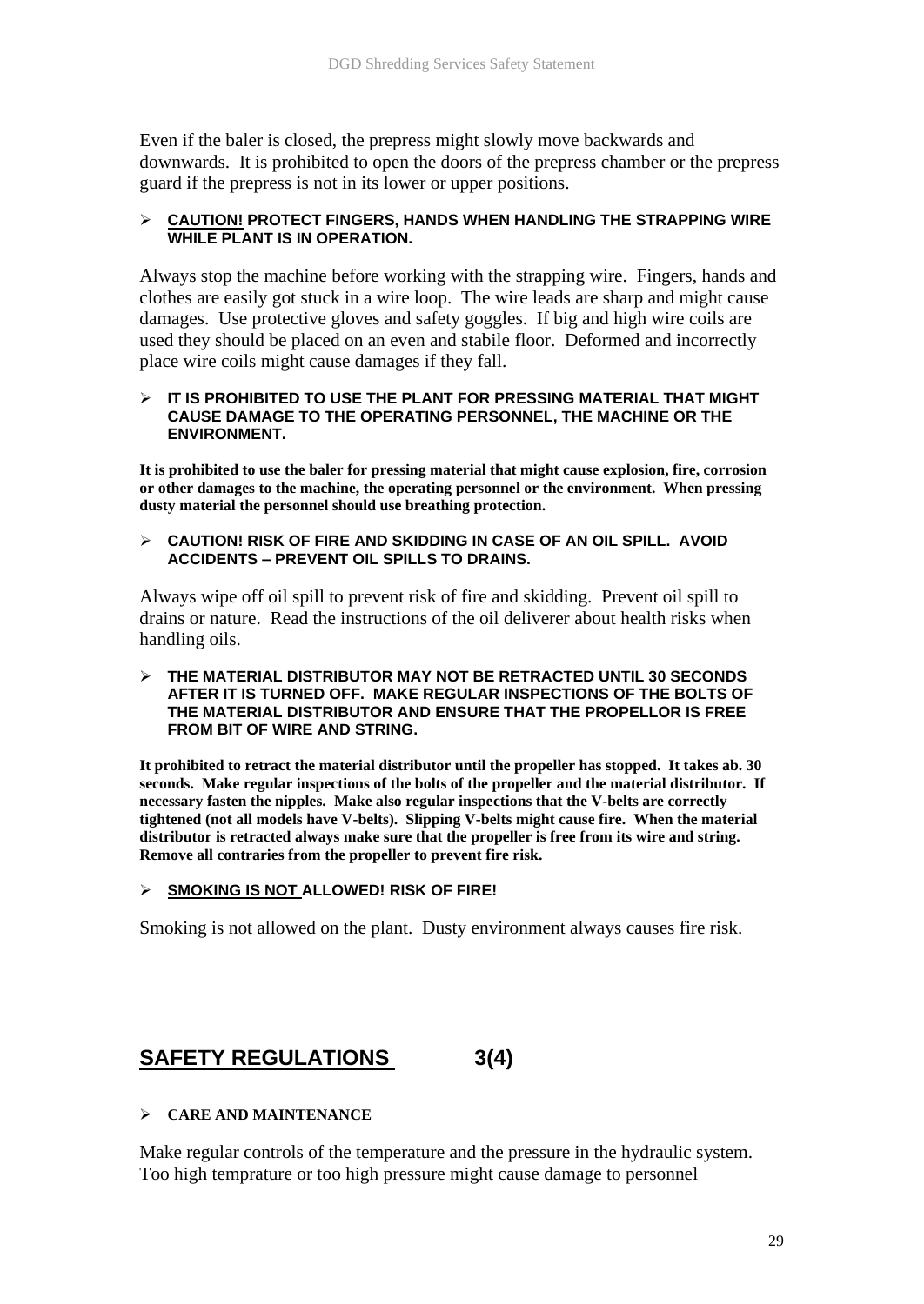Even if the baler is closed, the prepress might slowly move backwards and downwards. It is prohibited to open the doors of the prepress chamber or the prepress guard if the prepress is not in its lower or upper positions.

- **CAUTION! PROTECT FINGERS, HANDS WHEN HANDLING THE STRAPPING WIRE WHILE PLANT IS IN OPERATION.**

Always stop the machine before working with the strapping wire. Fingers, hands and clothes are easily got stuck in a wire loop. The wire leads are sharp and might cause damages. Use protective gloves and safety goggles. If big and high wire coils are used they should be placed on an even and stabile floor. Deformed and incorrectly place wire coils might cause damages if they fall.

- **IT IS PROHIBITED TO USE THE PLANT FOR PRESSING MATERIAL THAT MIGHT CAUSE DAMAGE TO THE OPERATING PERSONNEL, THE MACHINE OR THE ENVIRONMENT.**

**It is prohibited to use the baler for pressing material that might cause explosion, fire, corrosion or other damages to the machine, the operating personnel or the environment. When pressing dusty material the personnel should use breathing protection.**

- **CAUTION! RISK OF FIRE AND SKIDDING IN CASE OF AN OIL SPILL. AVOID ACCIDENTS – PREVENT OIL SPILLS TO DRAINS.**

Always wipe off oil spill to prevent risk of fire and skidding. Prevent oil spill to drains or nature. Read the instructions of the oil deliverer about health risks when handling oils.

- **THE MATERIAL DISTRIBUTOR MAY NOT BE RETRACTED UNTIL 30 SECONDS AFTER IT IS TURNED OFF. MAKE REGULAR INSPECTIONS OF THE BOLTS OF THE MATERIAL DISTRIBUTOR AND ENSURE THAT THE PROPELLOR IS FREE FROM BIT OF WIRE AND STRING.**

**It prohibited to retract the material distributor until the propeller has stopped. It takes ab. 30 seconds. Make regular inspections of the bolts of the propeller and the material distributor. If necessary fasten the nipples. Make also regular inspections that the V-belts are correctly tightened (not all models have V-belts). Slipping V-belts might cause fire. When the material distributor is retracted always make sure that the propeller is free from its wire and string. Remove all contraries from the propeller to prevent fire risk.**

- **SMOKING IS NOT ALLOWED! RISK OF FIRE!**

Smoking is not allowed on the plant. Dusty environment always causes fire risk.

## SAFETY REGULATIONS 3(4)

- **CARE AND MAINTENANCE**

Make regular controls of the temperature and the pressure in the hydraulic system. Too high temprature or too high pressure might cause damage to personnel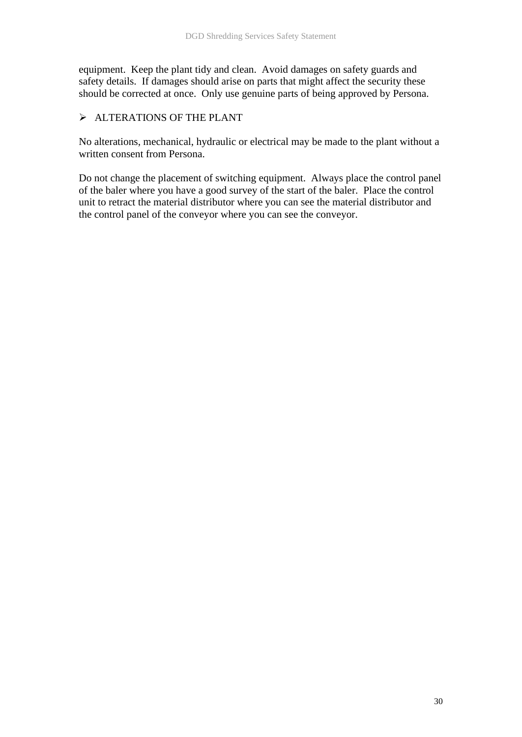equipment. Keep the plant tidy and clean. Avoid damages on safety guards and safety details. If damages should arise on parts that might affect the security these should be corrected at once. Only use genuine parts of being approved by Persona.

- ALTERATIONS OF THE PLANT

No alterations, mechanical, hydraulic or electrical may be made to the plant without a written consent from Persona.

Do not change the placement of switching equipment. Always place the control panel of the baler where you have a good survey of the start of the baler. Place the control unit to retract the material distributor where you can see the material distributor and the control panel of the conveyor where you can see the conveyor.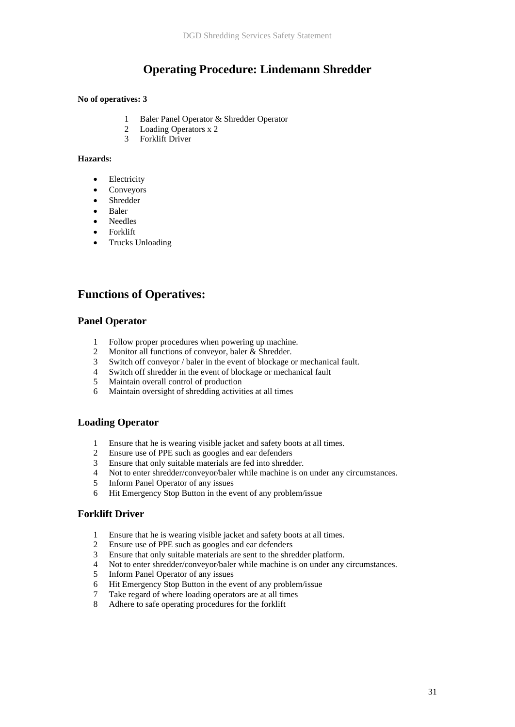# Operating Procedure: Lindemann Shredder

**No of operatives: 3**

1. Baler Panel Operator & Shredder Operator
2. Loading Operators x 2
3. Forklift Driver

**Hazards:**

- Electricity
- Conveyors
- Shredder
- Baler
- Needles
- Forklift
- Trucks Unloading

## Functions of Operatives:

### Panel Operator

1. Follow proper procedures when powering up machine.
2. Monitor all functions of conveyor, baler & Shredder.
3. Switch off conveyor / baler in the event of blockage or mechanical fault.
4. Switch off shredder in the event of blockage or mechanical fault
5. Maintain overall control of production
6. Maintain oversight of shredding activities at all times

### Loading Operator

1. Ensure that he is wearing visible jacket and safety boots at all times.
2. Ensure use of PPE such as googles and ear defenders
3. Ensure that only suitable materials are fed into shredder.
4. Not to enter shredder/conveyor/baler while machine is on under any circumstances.
5. Inform Panel Operator of any issues
6. Hit Emergency Stop Button in the event of any problem/issue

### Forklift Driver

1. Ensure that he is wearing visible jacket and safety boots at all times.
2. Ensure use of PPE such as googles and ear defenders
3. Ensure that only suitable materials are sent to the shredder platform.
4. Not to enter shredder/conveyor/baler while machine is on under any circumstances.
5. Inform Panel Operator of any issues
6. Hit Emergency Stop Button in the event of any problem/issue
7. Take regard of where loading operators are at all times
8. Adhere to safe operating procedures for the forklift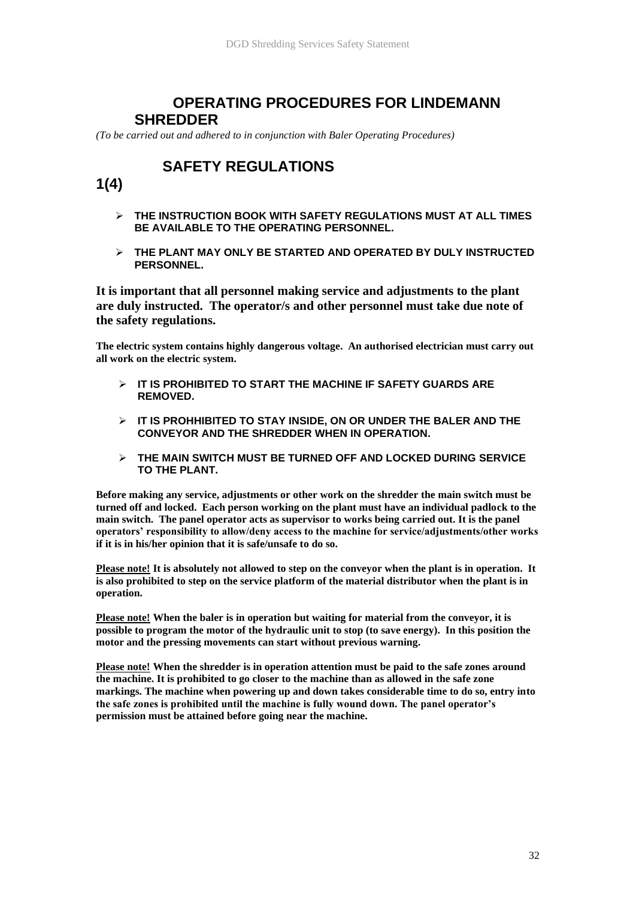## OPERATING PROCEDURES FOR LINDEMANN SHREDDER

*(To be carried out and adhered to in conjunction with Baler Operating Procedures)*

## SAFETY REGULATIONS

**1(4)**

- **THE INSTRUCTION BOOK WITH SAFETY REGULATIONS MUST AT ALL TIMES BE AVAILABLE TO THE OPERATING PERSONNEL.**
- **THE PLANT MAY ONLY BE STARTED AND OPERATED BY DULY INSTRUCTED PERSONNEL.**

**It is important that all personnel making service and adjustments to the plant are duly instructed. The operator/s and other personnel must take due note of the safety regulations.**

**The electric system contains highly dangerous voltage. An authorised electrician must carry out all work on the electric system.**

- **IT IS PROHIBITED TO START THE MACHINE IF SAFETY GUARDS ARE REMOVED.**
- **IT IS PROHHIBITED TO STAY INSIDE, ON OR UNDER THE BALER AND THE CONVEYOR AND THE SHREDDER WHEN IN OPERATION.**
- **THE MAIN SWITCH MUST BE TURNED OFF AND LOCKED DURING SERVICE TO THE PLANT.**

**Before making any service, adjustments or other work on the shredder the main switch must be turned off and locked. Each person working on the plant must have an individual padlock to the main switch. The panel operator acts as supervisor to works being carried out. It is the panel operators' responsibility to allow/deny access to the machine for service/adjustments/other works if it is in his/her opinion that it is safe/unsafe to do so.**

**<u>Please note!</u> It is absolutely not allowed to step on the conveyor when the plant is in operation. It is also prohibited to step on the service platform of the material distributor when the plant is in operation.**

**<u>Please note!</u> When the baler is in operation but waiting for material from the conveyor, it is possible to program the motor of the hydraulic unit to stop (to save energy). In this position the motor and the pressing movements can start without previous warning.**

**<u>Please note!</u> When the shredder is in operation attention must be paid to the safe zones around the machine. It is prohibited to go closer to the machine than as allowed in the safe zone markings. The machine when powering up and down takes considerable time to do so, entry into the safe zones is prohibited until the machine is fully wound down. The panel operator's permission must be attained before going near the machine.**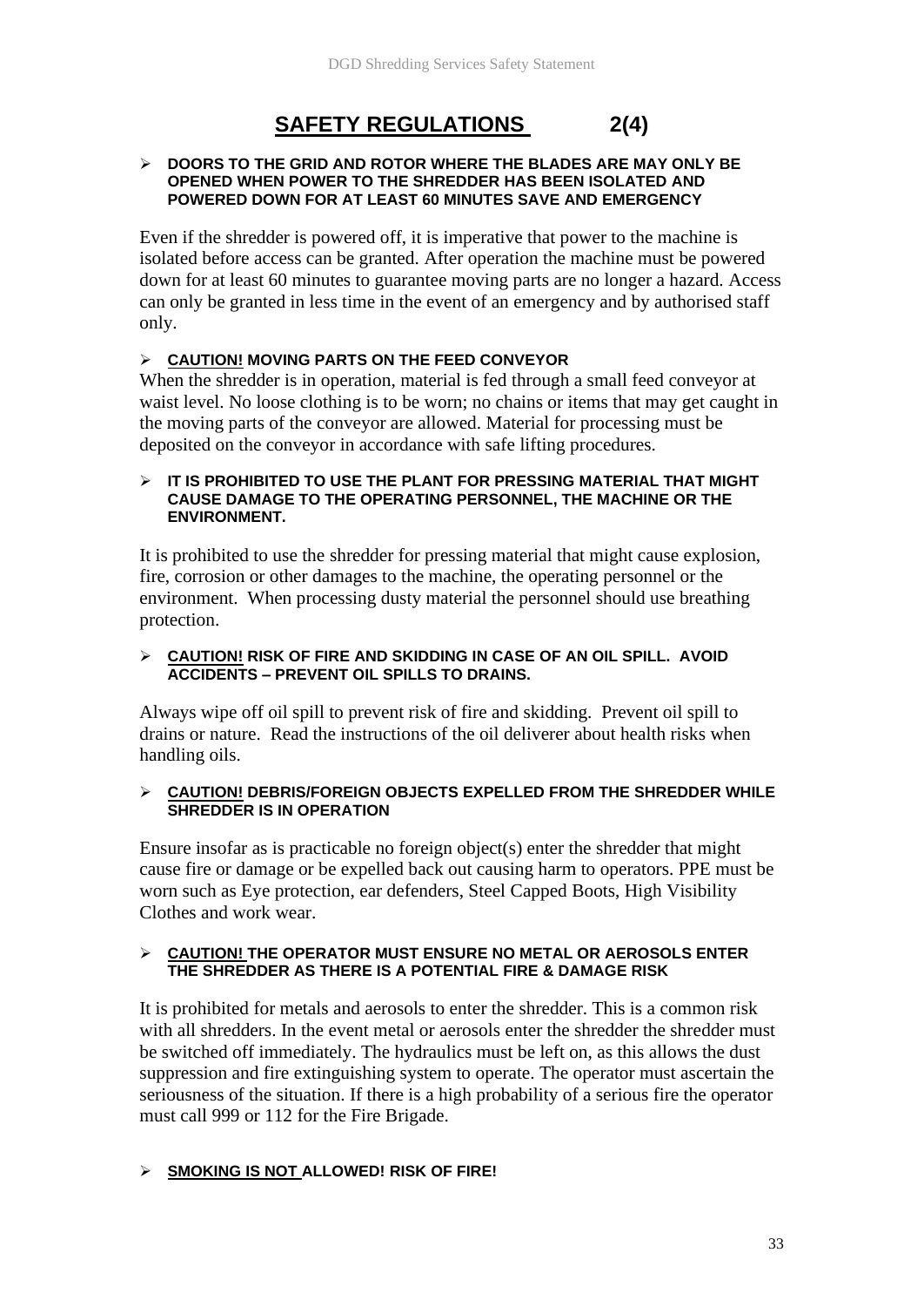# SAFETY REGULATIONS 2(4)

- **DOORS TO THE GRID AND ROTOR WHERE THE BLADES ARE MAY ONLY BE OPENED WHEN POWER TO THE SHREDDER HAS BEEN ISOLATED AND POWERED DOWN FOR AT LEAST 60 MINUTES SAVE AND EMERGENCY**

Even if the shredder is powered off, it is imperative that power to the machine is isolated before access can be granted. After operation the machine must be powered down for at least 60 minutes to guarantee moving parts are no longer a hazard. Access can only be granted in less time in the event of an emergency and by authorised staff only.

- **CAUTION! MOVING PARTS ON THE FEED CONVEYOR**

When the shredder is in operation, material is fed through a small feed conveyor at waist level. No loose clothing is to be worn; no chains or items that may get caught in the moving parts of the conveyor are allowed. Material for processing must be deposited on the conveyor in accordance with safe lifting procedures.

- **IT IS PROHIBITED TO USE THE PLANT FOR PRESSING MATERIAL THAT MIGHT CAUSE DAMAGE TO THE OPERATING PERSONNEL, THE MACHINE OR THE ENVIRONMENT.**

It is prohibited to use the shredder for pressing material that might cause explosion, fire, corrosion or other damages to the machine, the operating personnel or the environment. When processing dusty material the personnel should use breathing protection.

- **CAUTION! RISK OF FIRE AND SKIDDING IN CASE OF AN OIL SPILL. AVOID ACCIDENTS – PREVENT OIL SPILLS TO DRAINS.**

Always wipe off oil spill to prevent risk of fire and skidding. Prevent oil spill to drains or nature. Read the instructions of the oil deliverer about health risks when handling oils.

- **CAUTION! DEBRIS/FOREIGN OBJECTS EXPELLED FROM THE SHREDDER WHILE SHREDDER IS IN OPERATION**

Ensure insofar as is practicable no foreign object(s) enter the shredder that might cause fire or damage or be expelled back out causing harm to operators. PPE must be worn such as Eye protection, ear defenders, Steel Capped Boots, High Visibility Clothes and work wear.

- **CAUTION! THE OPERATOR MUST ENSURE NO METAL OR AEROSOLS ENTER THE SHREDDER AS THERE IS A POTENTIAL FIRE & DAMAGE RISK**

It is prohibited for metals and aerosols to enter the shredder. This is a common risk with all shredders. In the event metal or aerosols enter the shredder the shredder must be switched off immediately. The hydraulics must be left on, as this allows the dust suppression and fire extinguishing system to operate. The operator must ascertain the seriousness of the situation. If there is a high probability of a serious fire the operator must call 999 or 112 for the Fire Brigade.

- **SMOKING IS NOT ALLOWED! RISK OF FIRE!**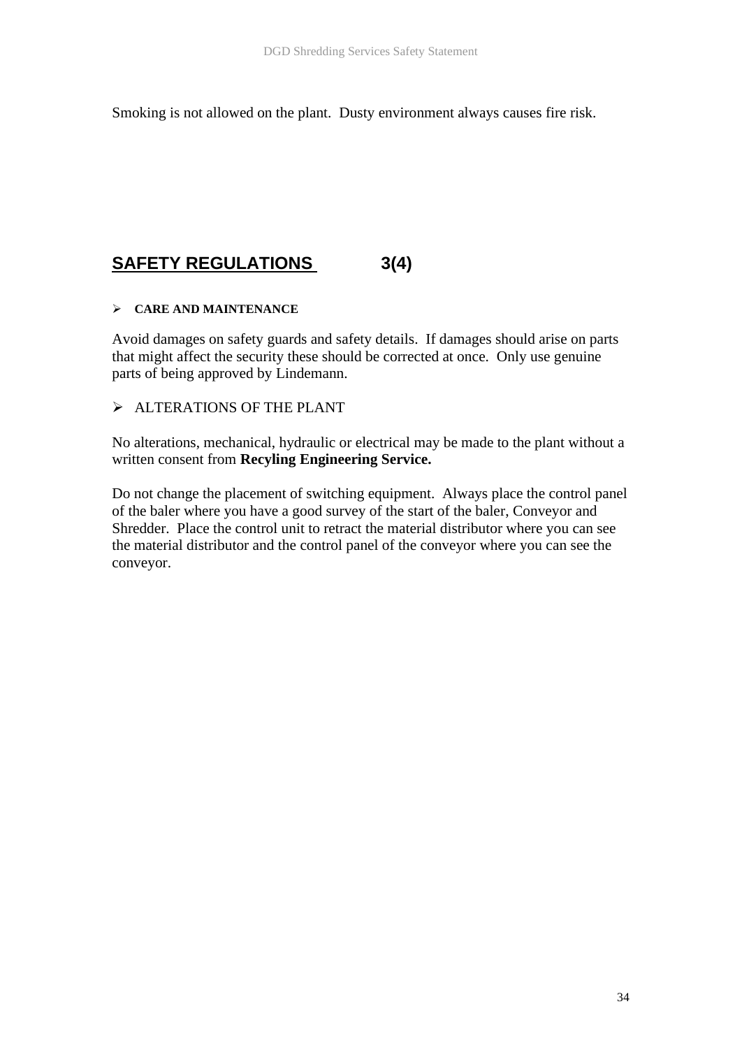Smoking is not allowed on the plant.  Dusty environment always causes fire risk.

## SAFETY REGULATIONS 3(4)

- **CARE AND MAINTENANCE**

Avoid damages on safety guards and safety details.  If damages should arise on parts that might affect the security these should be corrected at once.  Only use genuine parts of being approved by Lindemann.

- ALTERATIONS OF THE PLANT

No alterations, mechanical, hydraulic or electrical may be made to the plant without a written consent from **Recyling Engineering Service.**

Do not change the placement of switching equipment.  Always place the control panel of the baler where you have a good survey of the start of the baler, Conveyor and Shredder.  Place the control unit to retract the material distributor where you can see the material distributor and the control panel of the conveyor where you can see the conveyor.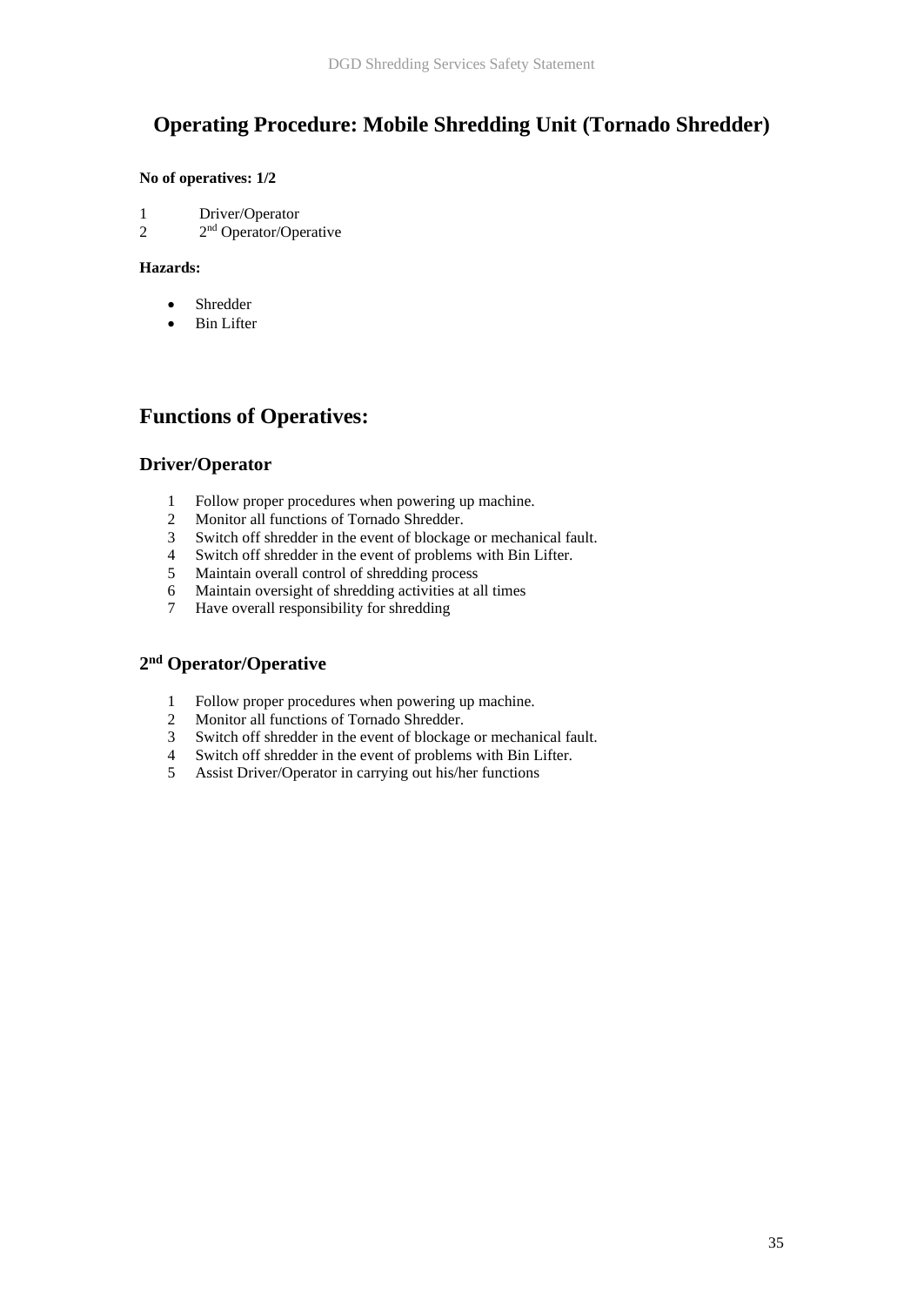# Operating Procedure: Mobile Shredding Unit (Tornado Shredder)

**No of operatives: 1/2**

1 Driver/Operator
2 2nd Operator/Operative

**Hazards:**

- Shredder
- Bin Lifter

## Functions of Operatives:

### Driver/Operator

1. Follow proper procedures when powering up machine.
2. Monitor all functions of Tornado Shredder.
3. Switch off shredder in the event of blockage or mechanical fault.
4. Switch off shredder in the event of problems with Bin Lifter.
5. Maintain overall control of shredding process
6. Maintain oversight of shredding activities at all times
7. Have overall responsibility for shredding

### 2nd Operator/Operative

1. Follow proper procedures when powering up machine.
2. Monitor all functions of Tornado Shredder.
3. Switch off shredder in the event of blockage or mechanical fault.
4. Switch off shredder in the event of problems with Bin Lifter.
5. Assist Driver/Operator in carrying out his/her functions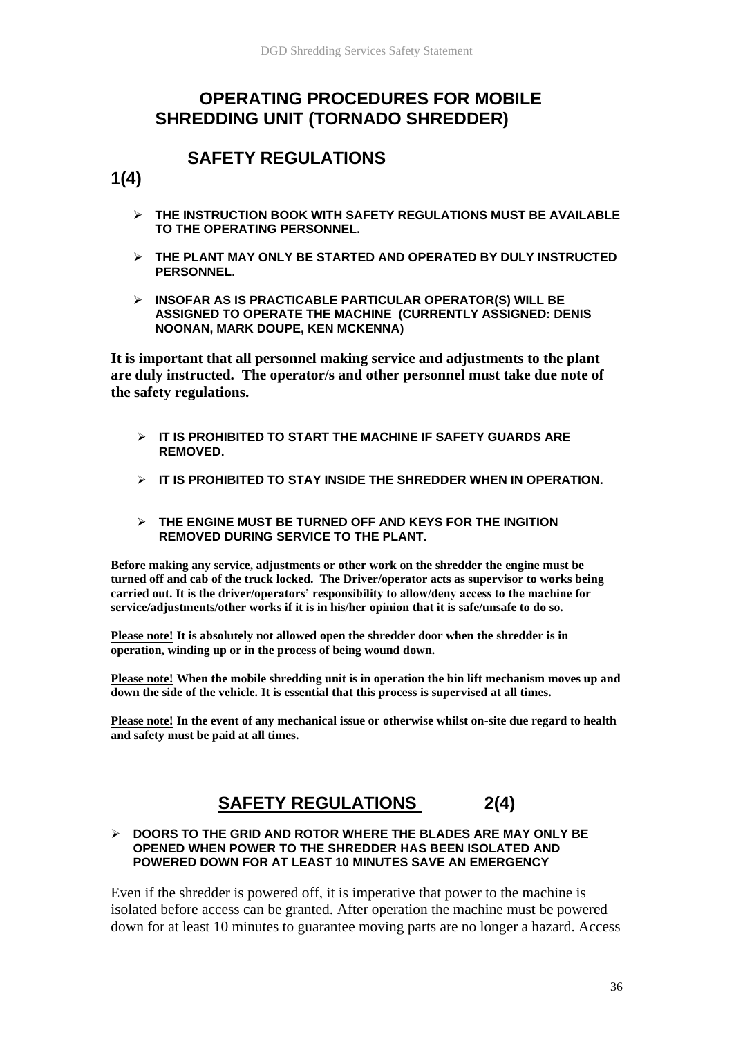# OPERATING PROCEDURES FOR MOBILE SHREDDING UNIT (TORNADO SHREDDER)

## SAFETY REGULATIONS

**1(4)**

- **THE INSTRUCTION BOOK WITH SAFETY REGULATIONS MUST BE AVAILABLE TO THE OPERATING PERSONNEL.**
- **THE PLANT MAY ONLY BE STARTED AND OPERATED BY DULY INSTRUCTED PERSONNEL.**
- **INSOFAR AS IS PRACTICABLE PARTICULAR OPERATOR(S) WILL BE ASSIGNED TO OPERATE THE MACHINE (CURRENTLY ASSIGNED: DENIS NOONAN, MARK DOUPE, KEN MCKENNA)**

**It is important that all personnel making service and adjustments to the plant are duly instructed. The operator/s and other personnel must take due note of the safety regulations.**

- **IT IS PROHIBITED TO START THE MACHINE IF SAFETY GUARDS ARE REMOVED.**
- **IT IS PROHIBITED TO STAY INSIDE THE SHREDDER WHEN IN OPERATION.**
- **THE ENGINE MUST BE TURNED OFF AND KEYS FOR THE INGITION REMOVED DURING SERVICE TO THE PLANT.**

**Before making any service, adjustments or other work on the shredder the engine must be turned off and cab of the truck locked. The Driver/operator acts as supervisor to works being carried out. It is the driver/operators' responsibility to allow/deny access to the machine for service/adjustments/other works if it is in his/her opinion that it is safe/unsafe to do so.**

**Please note! It is absolutely not allowed open the shredder door when the shredder is in operation, winding up or in the process of being wound down.**

**Please note! When the mobile shredding unit is in operation the bin lift mechanism moves up and down the side of the vehicle. It is essential that this process is supervised at all times.**

**Please note! In the event of any mechanical issue or otherwise whilst on-site due regard to health and safety must be paid at all times.**

## SAFETY REGULATIONS 2(4)

- **DOORS TO THE GRID AND ROTOR WHERE THE BLADES ARE MAY ONLY BE OPENED WHEN POWER TO THE SHREDDER HAS BEEN ISOLATED AND POWERED DOWN FOR AT LEAST 10 MINUTES SAVE AN EMERGENCY**

Even if the shredder is powered off, it is imperative that power to the machine is isolated before access can be granted. After operation the machine must be powered down for at least 10 minutes to guarantee moving parts are no longer a hazard. Access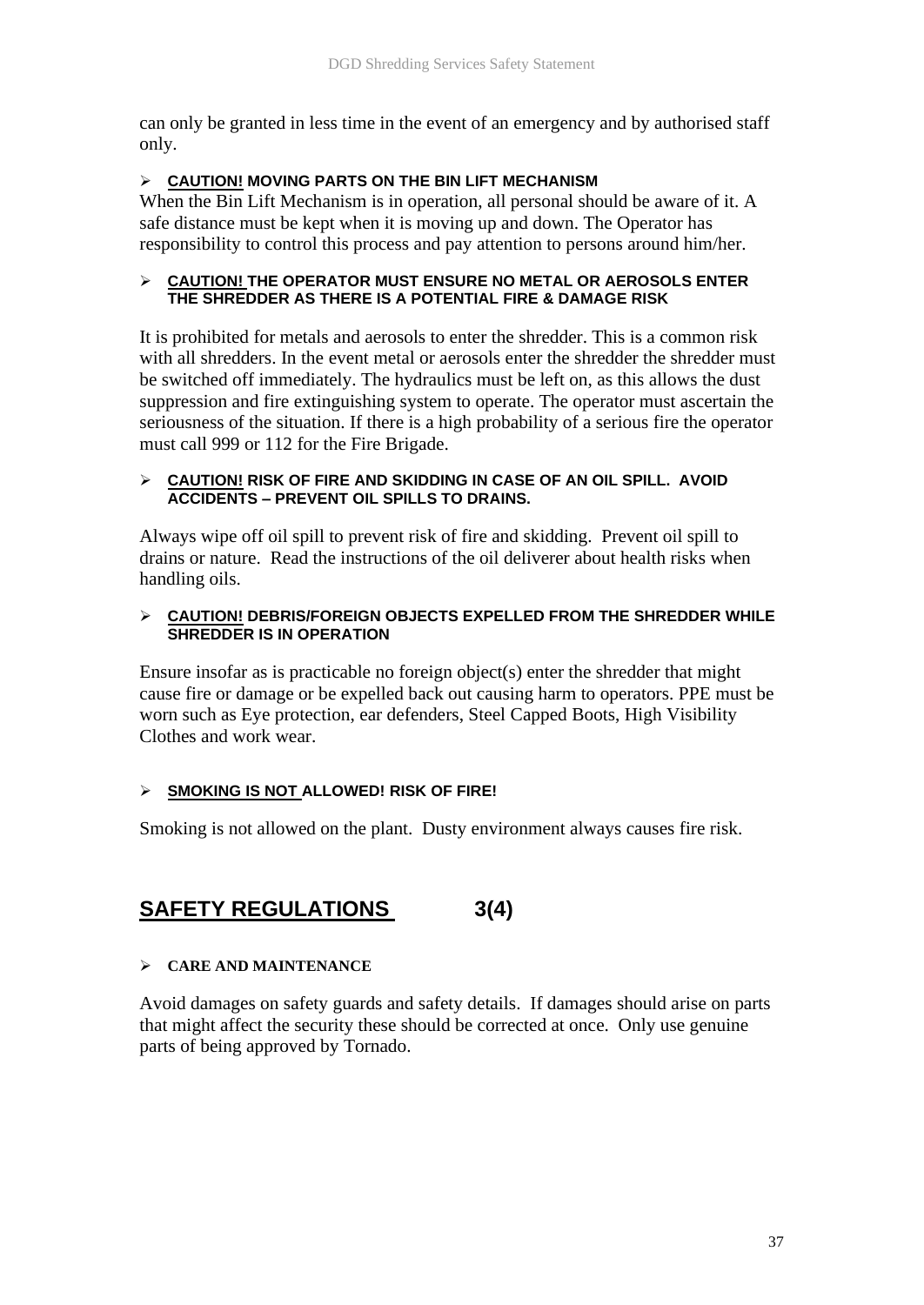can only be granted in less time in the event of an emergency and by authorised staff only.

- **CAUTION! MOVING PARTS ON THE BIN LIFT MECHANISM**

When the Bin Lift Mechanism is in operation, all personal should be aware of it. A safe distance must be kept when it is moving up and down. The Operator has responsibility to control this process and pay attention to persons around him/her.

- **CAUTION! THE OPERATOR MUST ENSURE NO METAL OR AEROSOLS ENTER THE SHREDDER AS THERE IS A POTENTIAL FIRE & DAMAGE RISK**

It is prohibited for metals and aerosols to enter the shredder. This is a common risk with all shredders. In the event metal or aerosols enter the shredder the shredder must be switched off immediately. The hydraulics must be left on, as this allows the dust suppression and fire extinguishing system to operate. The operator must ascertain the seriousness of the situation. If there is a high probability of a serious fire the operator must call 999 or 112 for the Fire Brigade.

- **CAUTION! RISK OF FIRE AND SKIDDING IN CASE OF AN OIL SPILL. AVOID ACCIDENTS – PREVENT OIL SPILLS TO DRAINS.**

Always wipe off oil spill to prevent risk of fire and skidding. Prevent oil spill to drains or nature. Read the instructions of the oil deliverer about health risks when handling oils.

- **CAUTION! DEBRIS/FOREIGN OBJECTS EXPELLED FROM THE SHREDDER WHILE SHREDDER IS IN OPERATION**

Ensure insofar as is practicable no foreign object(s) enter the shredder that might cause fire or damage or be expelled back out causing harm to operators. PPE must be worn such as Eye protection, ear defenders, Steel Capped Boots, High Visibility Clothes and work wear.

- **SMOKING IS NOT ALLOWED! RISK OF FIRE!**

Smoking is not allowed on the plant. Dusty environment always causes fire risk.

## SAFETY REGULATIONS 3(4)

- **CARE AND MAINTENANCE**

Avoid damages on safety guards and safety details. If damages should arise on parts that might affect the security these should be corrected at once. Only use genuine parts of being approved by Tornado.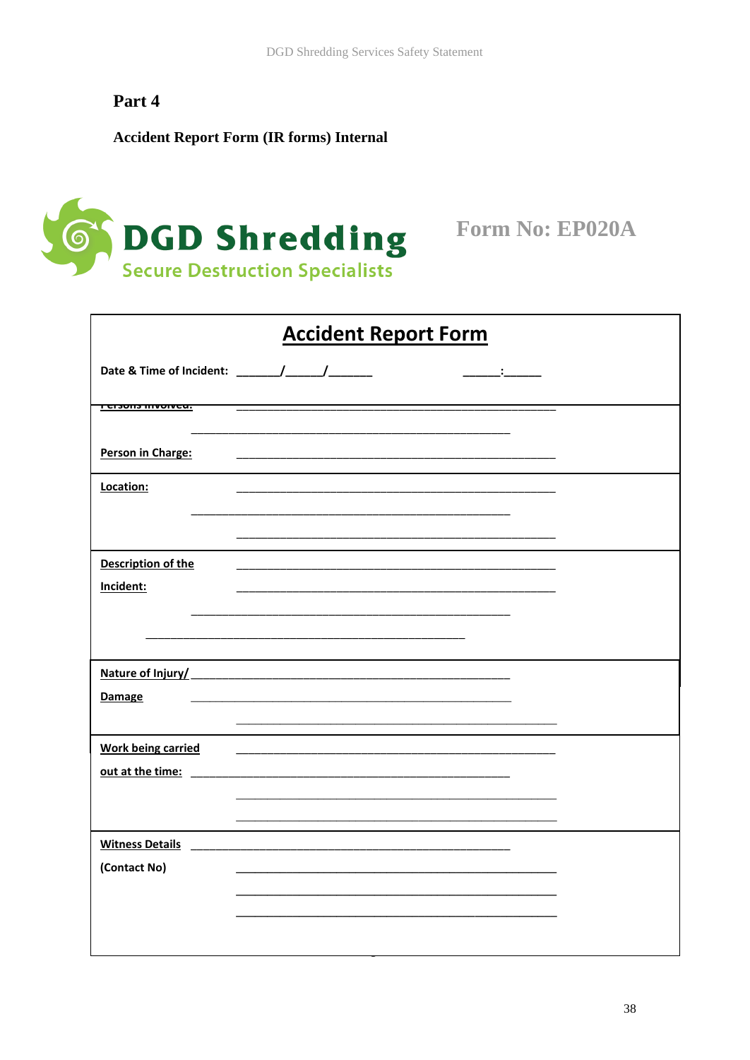## Part 4

**Accident Report Form (IR forms) Internal**

**DGD Shredding**
Secure Destruction Specialists

**Form No: EP020A**

# Accident Report Form

**Date & Time of Incident:** _______/______/_______ ______:______

**Persons Involved:** _______________________________________________________

_______________________________________________________

**Person in Charge:** _______________________________________________________

**Location:** _______________________________________________________

_______________________________________________________

_______________________________________________________

**Description of the Incident:** _______________________________________________________

_______________________________________________________

_______________________________________________________

_______________________________________________________

**Nature of Injury/ Damage** _______________________________________________________

_______________________________________________________

_______________________________________________________

**Work being carried out at the time:** _______________________________________________________

_______________________________________________________

_______________________________________________________

_______________________________________________________

**Witness Details (Contact No)** _______________________________________________________

_______________________________________________________

_______________________________________________________

_______________________________________________________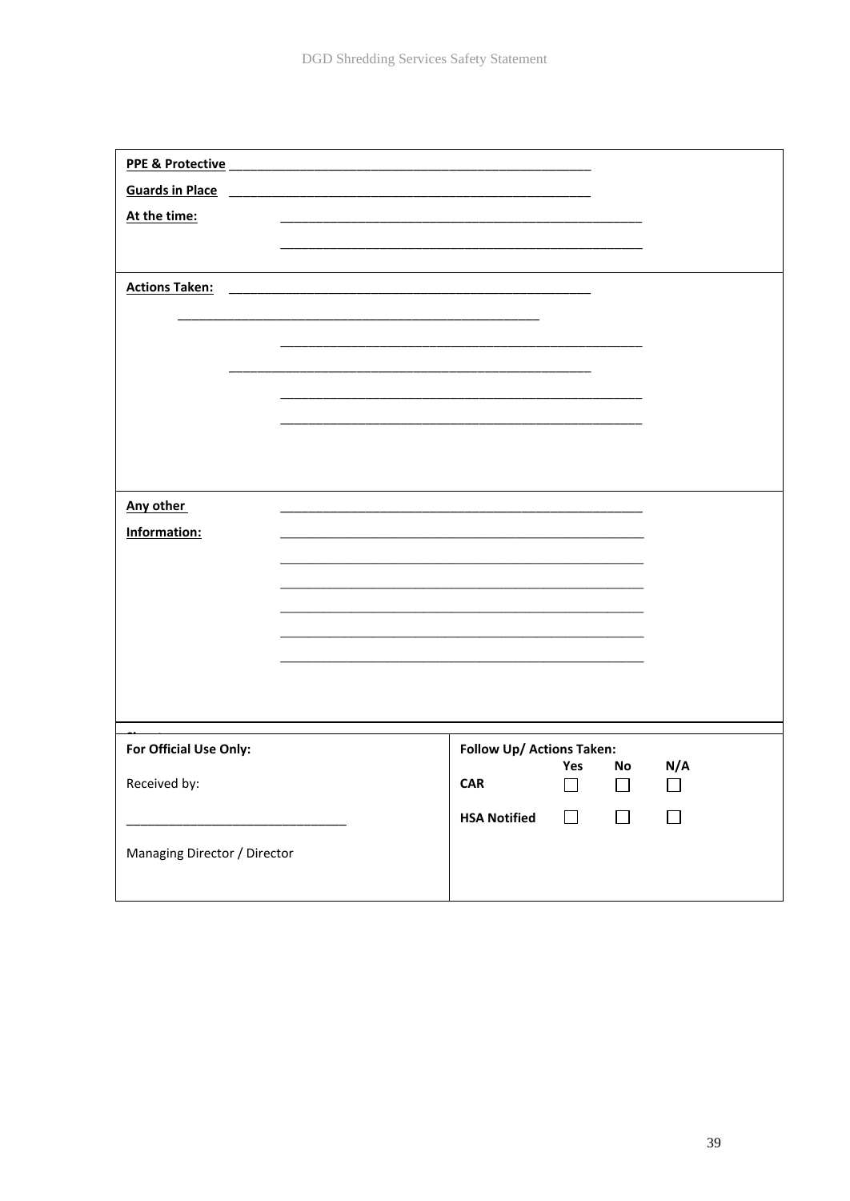**PPE & Protective** ____________________________________________________

**Guards in Place** ____________________________________________________

**At the time:** ____________________________________________________

____________________________________________________

**Actions Taken:** ____________________________________________________

____________________________________________________

____________________________________________________

____________________________________________________

____________________________________________________

____________________________________________________

**Any other Information:** ____________________________________________________

____________________________________________________

____________________________________________________

____________________________________________________

____________________________________________________

____________________________________________________

____________________________________________________

| **For Official Use Only:** | **Follow Up/ Actions Taken:** | **Yes** | **No** | **N/A** |
|---|---|---|---|---|
| Received by: | **CAR** | ☐ | ☐ | ☐ |
| ______________________________ | **HSA Notified** | ☐ | ☐ | ☐ |
| Managing Director / Director | | | | |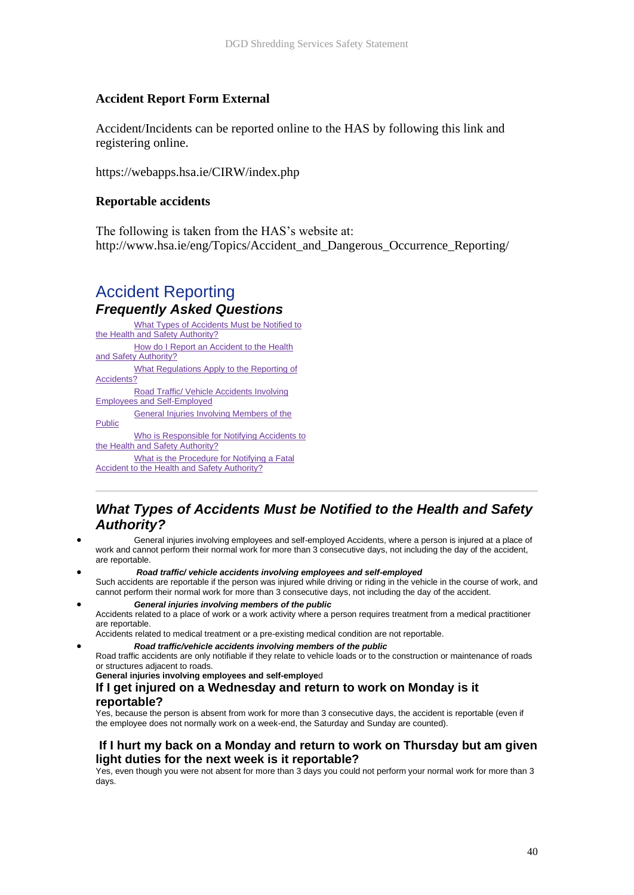**Accident Report Form External**

Accident/Incidents can be reported online to the HAS by following this link and registering online.

https://webapps.hsa.ie/CIRW/index.php

**Reportable accidents**

The following is taken from the HAS's website at: http://www.hsa.ie/eng/Topics/Accident_and_Dangerous_Occurrence_Reporting/

## Accident Reporting

### *Frequently Asked Questions*

What Types of Accidents Must be Notified to the Health and Safety Authority?
How do I Report an Accident to the Health and Safety Authority?
What Regulations Apply to the Reporting of Accidents?
Road Traffic/ Vehicle Accidents Involving Employees and Self-Employed
General Injuries Involving Members of the Public
Who is Responsible for Notifying Accidents to the Health and Safety Authority?
What is the Procedure for Notifying a Fatal Accident to the Health and Safety Authority?

---

### *What Types of Accidents Must be Notified to the Health and Safety Authority?*

- General injuries involving employees and self-employed Accidents, where a person is injured at a place of work and cannot perform their normal work for more than 3 consecutive days, not including the day of the accident, are reportable.
- ***Road traffic/ vehicle accidents involving employees and self-employed***
  Such accidents are reportable if the person was injured while driving or riding in the vehicle in the course of work, and cannot perform their normal work for more than 3 consecutive days, not including the day of the accident.
- ***General injuries involving members of the public***
  Accidents related to a place of work or a work activity where a person requires treatment from a medical practitioner are reportable.
  Accidents related to medical treatment or a pre-existing medical condition are not reportable.
- ***Road traffic/vehicle accidents involving members of the public***
  Road traffic accidents are only notifiable if they relate to vehicle loads or to the construction or maintenance of roads or structures adjacent to roads.

**General injuries involving employees and self-employe**d

#### If I get injured on a Wednesday and return to work on Monday is it reportable?

Yes, because the person is absent from work for more than 3 consecutive days, the accident is reportable (even if the employee does not normally work on a week-end, the Saturday and Sunday are counted).

#### If I hurt my back on a Monday and return to work on Thursday but am given light duties for the next week is it reportable?

Yes, even though you were not absent for more than 3 days you could not perform your normal work for more than 3 days.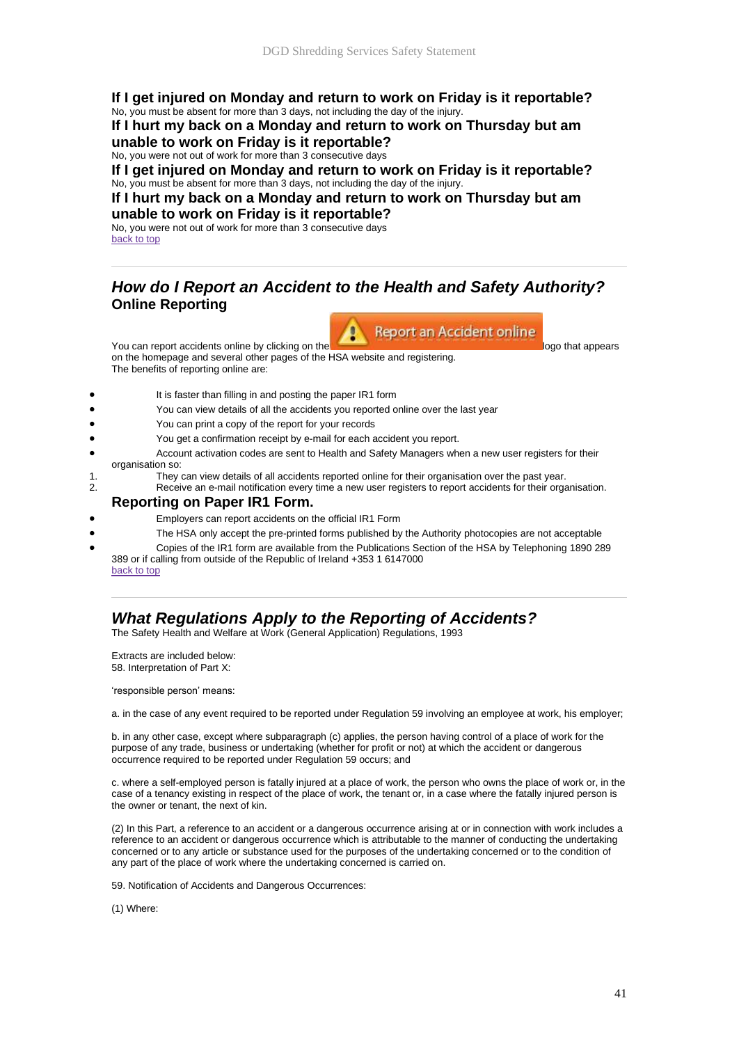**If I get injured on Monday and return to work on Friday is it reportable?**
No, you must be absent for more than 3 days, not including the day of the injury.

**If I hurt my back on a Monday and return to work on Thursday but am unable to work on Friday is it reportable?**
No, you were not out of work for more than 3 consecutive days

**If I get injured on Monday and return to work on Friday is it reportable?**
No, you must be absent for more than 3 days, not including the day of the injury.

**If I hurt my back on a Monday and return to work on Thursday but am unable to work on Friday is it reportable?**
No, you were not out of work for more than 3 consecutive days
back to top

---

## *How do I Report an Accident to the Health and Safety Authority?*

### Online Reporting

You can report accidents online by clicking on the Report an Accident online logo that appears on the homepage and several other pages of the HSA website and registering.
The benefits of reporting online are:

- It is faster than filling in and posting the paper IR1 form
- You can view details of all the accidents you reported online over the last year
- You can print a copy of the report for your records
- You get a confirmation receipt by e-mail for each accident you report.
- Account activation codes are sent to Health and Safety Managers when a new user registers for their organisation so:

1. They can view details of all accidents reported online for their organisation over the past year.
2. Receive an e-mail notification every time a new user registers to report accidents for their organisation.

### Reporting on Paper IR1 Form.

- Employers can report accidents on the official IR1 Form
- The HSA only accept the pre-printed forms published by the Authority photocopies are not acceptable
- Copies of the IR1 form are available from the Publications Section of the HSA by Telephoning 1890 289 389 or if calling from outside of the Republic of Ireland +353 1 6147000

back to top

---

## *What Regulations Apply to the Reporting of Accidents?*

The Safety Health and Welfare at Work (General Application) Regulations, 1993

Extracts are included below:
58. Interpretation of Part X:

'responsible person' means:

a. in the case of any event required to be reported under Regulation 59 involving an employee at work, his employer;

b. in any other case, except where subparagraph (c) applies, the person having control of a place of work for the purpose of any trade, business or undertaking (whether for profit or not) at which the accident or dangerous occurrence required to be reported under Regulation 59 occurs; and

c. where a self-employed person is fatally injured at a place of work, the person who owns the place of work or, in the case of a tenancy existing in respect of the place of work, the tenant or, in a case where the fatally injured person is the owner or tenant, the next of kin.

(2) In this Part, a reference to an accident or a dangerous occurrence arising at or in connection with work includes a reference to an accident or dangerous occurrence which is attributable to the manner of conducting the undertaking concerned or to any article or substance used for the purposes of the undertaking concerned or to the condition of any part of the place of work where the undertaking concerned is carried on.

59. Notification of Accidents and Dangerous Occurrences:

(1) Where: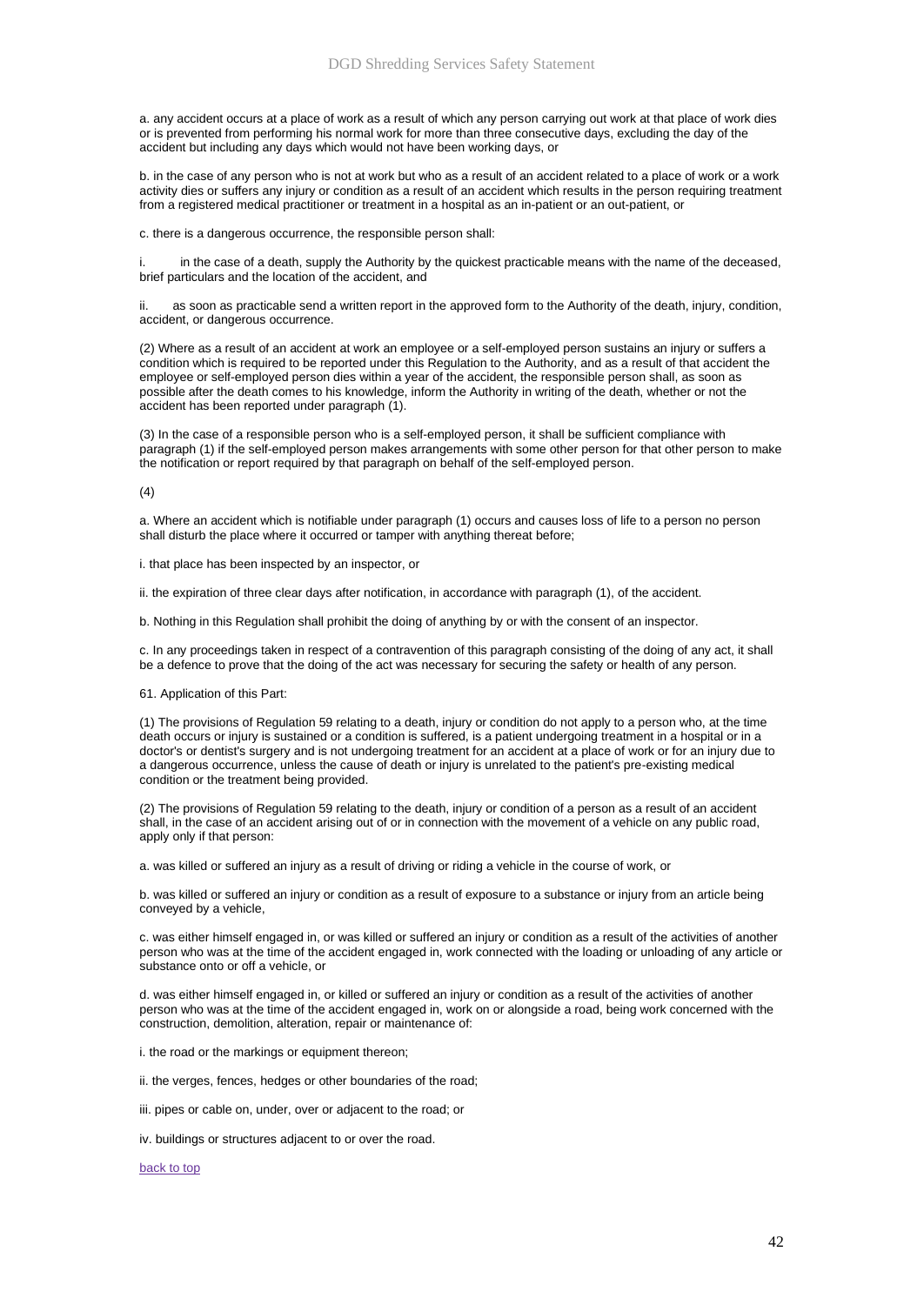a. any accident occurs at a place of work as a result of which any person carrying out work at that place of work dies or is prevented from performing his normal work for more than three consecutive days, excluding the day of the accident but including any days which would not have been working days, or

b. in the case of any person who is not at work but who as a result of an accident related to a place of work or a work activity dies or suffers any injury or condition as a result of an accident which results in the person requiring treatment from a registered medical practitioner or treatment in a hospital as an in-patient or an out-patient, or

c. there is a dangerous occurrence, the responsible person shall:

i. in the case of a death, supply the Authority by the quickest practicable means with the name of the deceased, brief particulars and the location of the accident, and

ii. as soon as practicable send a written report in the approved form to the Authority of the death, injury, condition, accident, or dangerous occurrence.

(2) Where as a result of an accident at work an employee or a self-employed person sustains an injury or suffers a condition which is required to be reported under this Regulation to the Authority, and as a result of that accident the employee or self-employed person dies within a year of the accident, the responsible person shall, as soon as possible after the death comes to his knowledge, inform the Authority in writing of the death, whether or not the accident has been reported under paragraph (1).

(3) In the case of a responsible person who is a self-employed person, it shall be sufficient compliance with paragraph (1) if the self-employed person makes arrangements with some other person for that other person to make the notification or report required by that paragraph on behalf of the self-employed person.

(4)

a. Where an accident which is notifiable under paragraph (1) occurs and causes loss of life to a person no person shall disturb the place where it occurred or tamper with anything thereat before;

i. that place has been inspected by an inspector, or

ii. the expiration of three clear days after notification, in accordance with paragraph (1), of the accident.

b. Nothing in this Regulation shall prohibit the doing of anything by or with the consent of an inspector.

c. In any proceedings taken in respect of a contravention of this paragraph consisting of the doing of any act, it shall be a defence to prove that the doing of the act was necessary for securing the safety or health of any person.

61. Application of this Part:

(1) The provisions of Regulation 59 relating to a death, injury or condition do not apply to a person who, at the time death occurs or injury is sustained or a condition is suffered, is a patient undergoing treatment in a hospital or in a doctor's or dentist's surgery and is not undergoing treatment for an accident at a place of work or for an injury due to a dangerous occurrence, unless the cause of death or injury is unrelated to the patient's pre-existing medical condition or the treatment being provided.

(2) The provisions of Regulation 59 relating to the death, injury or condition of a person as a result of an accident shall, in the case of an accident arising out of or in connection with the movement of a vehicle on any public road, apply only if that person:

a. was killed or suffered an injury as a result of driving or riding a vehicle in the course of work, or

b. was killed or suffered an injury or condition as a result of exposure to a substance or injury from an article being conveyed by a vehicle,

c. was either himself engaged in, or was killed or suffered an injury or condition as a result of the activities of another person who was at the time of the accident engaged in, work connected with the loading or unloading of any article or substance onto or off a vehicle, or

d. was either himself engaged in, or killed or suffered an injury or condition as a result of the activities of another person who was at the time of the accident engaged in, work on or alongside a road, being work concerned with the construction, demolition, alteration, repair or maintenance of:

i. the road or the markings or equipment thereon;

ii. the verges, fences, hedges or other boundaries of the road;

iii. pipes or cable on, under, over or adjacent to the road; or

iv. buildings or structures adjacent to or over the road.

back to top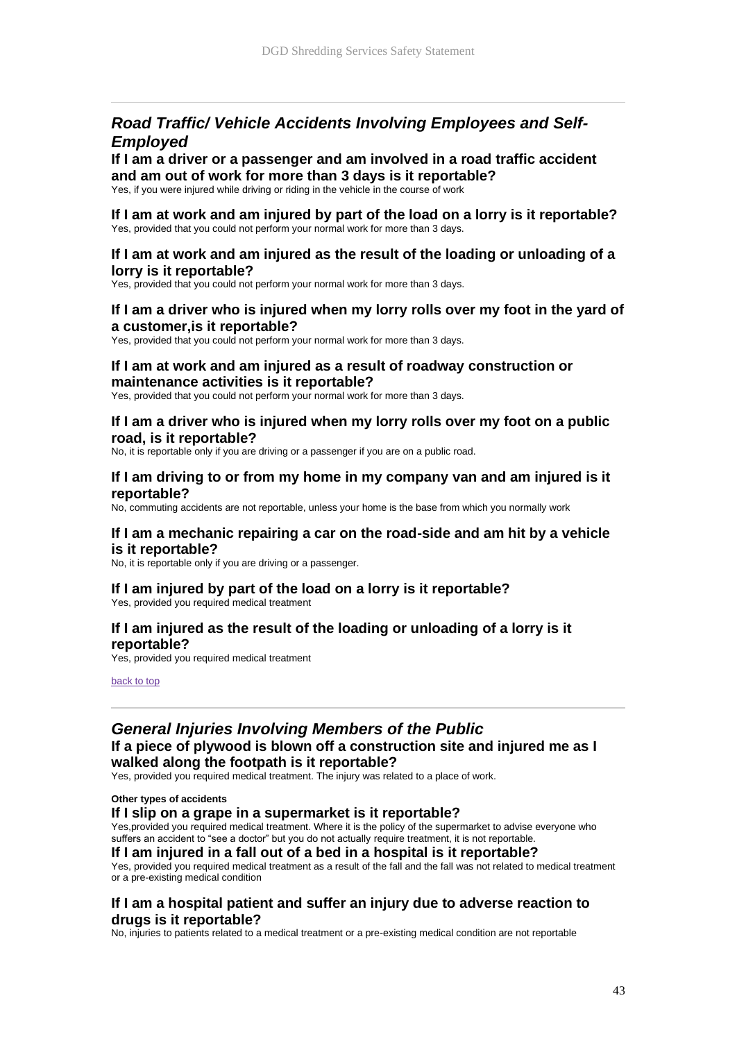## *Road Traffic/ Vehicle Accidents Involving Employees and Self-Employed*

### If I am a driver or a passenger and am involved in a road traffic accident and am out of work for more than 3 days is it reportable?

Yes, if you were injured while driving or riding in the vehicle in the course of work

### If I am at work and am injured by part of the load on a lorry is it reportable?

Yes, provided that you could not perform your normal work for more than 3 days.

### If I am at work and am injured as the result of the loading or unloading of a lorry is it reportable?

Yes, provided that you could not perform your normal work for more than 3 days.

### If I am a driver who is injured when my lorry rolls over my foot in the yard of a customer,is it reportable?

Yes, provided that you could not perform your normal work for more than 3 days.

### If I am at work and am injured as a result of roadway construction or maintenance activities is it reportable?

Yes, provided that you could not perform your normal work for more than 3 days.

### If I am a driver who is injured when my lorry rolls over my foot on a public road, is it reportable?

No, it is reportable only if you are driving or a passenger if you are on a public road.

### If I am driving to or from my home in my company van and am injured is it reportable?

No, commuting accidents are not reportable, unless your home is the base from which you normally work

### If I am a mechanic repairing a car on the road-side and am hit by a vehicle is it reportable?

No, it is reportable only if you are driving or a passenger.

### If I am injured by part of the load on a lorry is it reportable?

Yes, provided you required medical treatment

### If I am injured as the result of the loading or unloading of a lorry is it reportable?

Yes, provided you required medical treatment

[back to top]

## *General Injuries Involving Members of the Public*

### If a piece of plywood is blown off a construction site and injured me as I walked along the footpath is it reportable?

Yes, provided you required medical treatment. The injury was related to a place of work.

**Other types of accidents**

### If I slip on a grape in a supermarket is it reportable?

Yes,provided you required medical treatment. Where it is the policy of the supermarket to advise everyone who suffers an accident to "see a doctor" but you do not actually require treatment, it is not reportable.

### If I am injured in a fall out of a bed in a hospital is it reportable?

Yes, provided you required medical treatment as a result of the fall and the fall was not related to medical treatment or a pre-existing medical condition

### If I am a hospital patient and suffer an injury due to adverse reaction to drugs is it reportable?

No, injuries to patients related to a medical treatment or a pre-existing medical condition are not reportable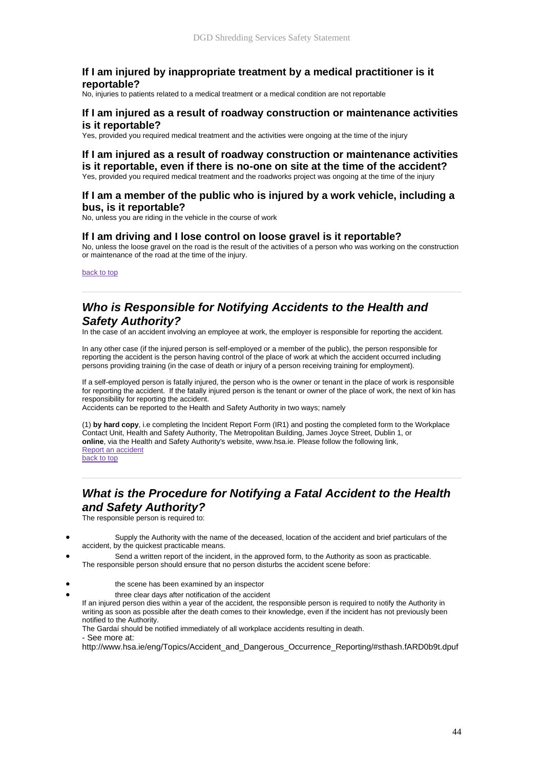### If I am injured by inappropriate treatment by a medical practitioner is it reportable?

No, injuries to patients related to a medical treatment or a medical condition are not reportable

### If I am injured as a result of roadway construction or maintenance activities is it reportable?

Yes, provided you required medical treatment and the activities were ongoing at the time of the injury

### If I am injured as a result of roadway construction or maintenance activities is it reportable, even if there is no-one on site at the time of the accident?

Yes, provided you required medical treatment and the roadworks project was ongoing at the time of the injury

### If I am a member of the public who is injured by a work vehicle, including a bus, is it reportable?

No, unless you are riding in the vehicle in the course of work

### If I am driving and I lose control on loose gravel is it reportable?

No, unless the loose gravel on the road is the result of the activities of a person who was working on the construction or maintenance of the road at the time of the injury.

back to top

---

## *Who is Responsible for Notifying Accidents to the Health and Safety Authority?*

In the case of an accident involving an employee at work, the employer is responsible for reporting the accident.

In any other case (if the injured person is self-employed or a member of the public), the person responsible for reporting the accident is the person having control of the place of work at which the accident occurred including persons providing training (in the case of death or injury of a person receiving training for employment).

If a self-employed person is fatally injured, the person who is the owner or tenant in the place of work is responsible for reporting the accident. If the fatally injured person is the tenant or owner of the place of work, the next of kin has responsibility for reporting the accident.
Accidents can be reported to the Health and Safety Authority in two ways; namely

(1) **by hard copy**, i.e completing the Incident Report Form (IR1) and posting the completed form to the Workplace Contact Unit, Health and Safety Authority, The Metropolitan Building, James Joyce Street, Dublin 1, or
**online**, via the Health and Safety Authority's website, www.hsa.ie. Please follow the following link,
Report an accident
back to top

---

## *What is the Procedure for Notifying a Fatal Accident to the Health and Safety Authority?*

The responsible person is required to:

- Supply the Authority with the name of the deceased, location of the accident and brief particulars of the accident, by the quickest practicable means.
- Send a written report of the incident, in the approved form, to the Authority as soon as practicable.
  The responsible person should ensure that no person disturbs the accident scene before:
- the scene has been examined by an inspector
- three clear days after notification of the accident
  If an injured person dies within a year of the accident, the responsible person is required to notify the Authority in writing as soon as possible after the death comes to their knowledge, even if the incident has not previously been notified to the Authority.
  The Gardaí should be notified immediately of all workplace accidents resulting in death.
  - See more at:
  http://www.hsa.ie/eng/Topics/Accident_and_Dangerous_Occurrence_Reporting/#sthash.fARD0b9t.dpuf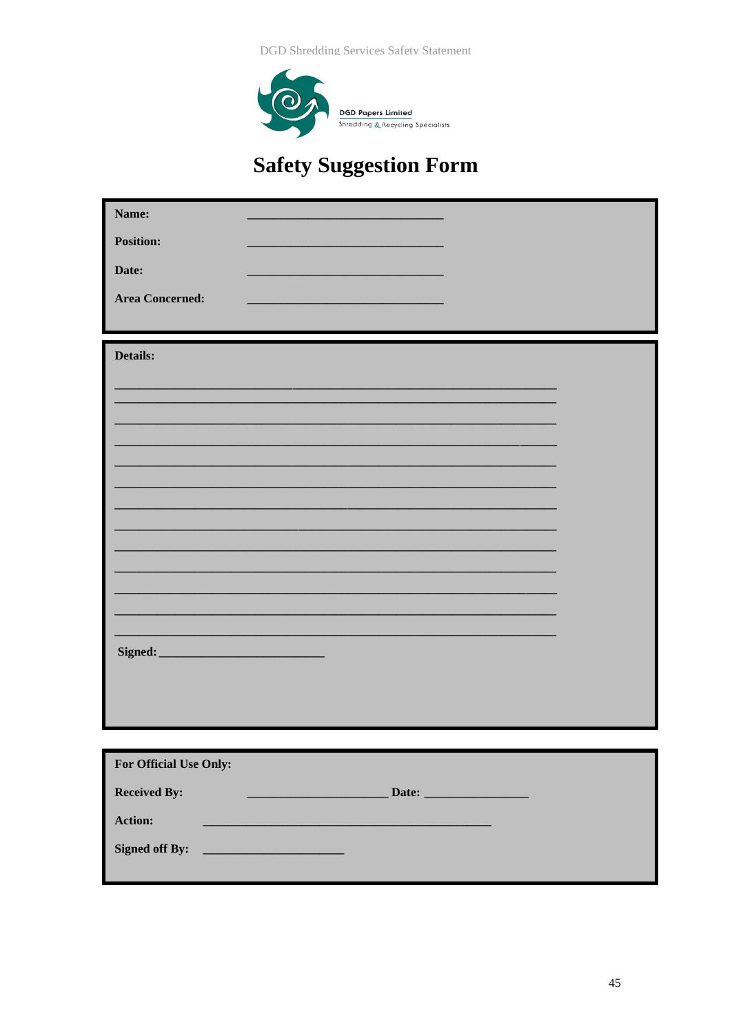DGD Papers Limited
Shredding & Recycling Specialists

# Safety Suggestion Form

**Name:** ______________________________

**Position:** ______________________________

**Date:** ______________________________

**Area Concerned:** ______________________________

**Details:**

____________________________________________________________________
____________________________________________________________________
____________________________________________________________________
____________________________________________________________________
____________________________________________________________________
____________________________________________________________________
____________________________________________________________________
____________________________________________________________________
____________________________________________________________________
____________________________________________________________________
____________________________________________________________________
____________________________________________________________________
____________________________________________________________________

**Signed:** _________________________

**For Official Use Only:**

**Received By:** ______________________ **Date:** ________________

**Action:** ____________________________________________

**Signed off By:** ______________________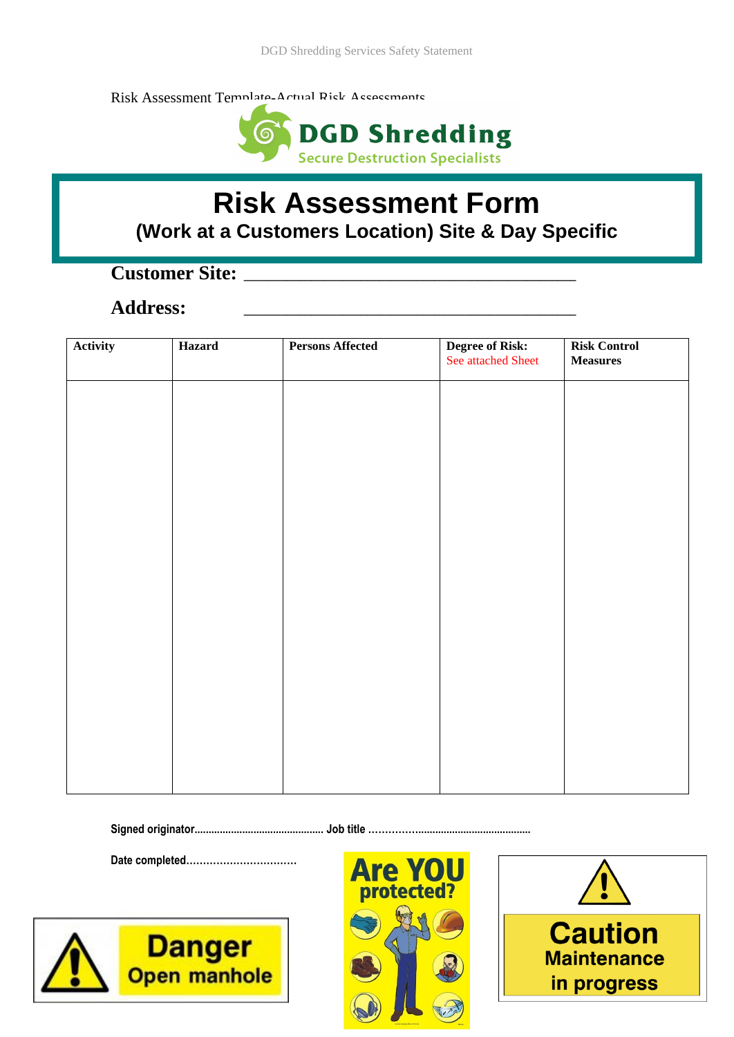Risk Assessment Template-Actual Risk Assessments

DGD Shredding
Secure Destruction Specialists

# Risk Assessment Form

## (Work at a Customers Location) Site & Day Specific

**Customer Site:** ___________________________________

**Address:** ___________________________________

| Activity | Hazard | Persons Affected | Degree of Risk: See attached Sheet | Risk Control Measures |
|---|---|---|---|---|
| | | | | |

**Signed originator..............................................** **Job title ……………......................................................**

**Date completed.................................**

Danger
Open manhole

Are YOU protected?

Caution
Maintenance
in progress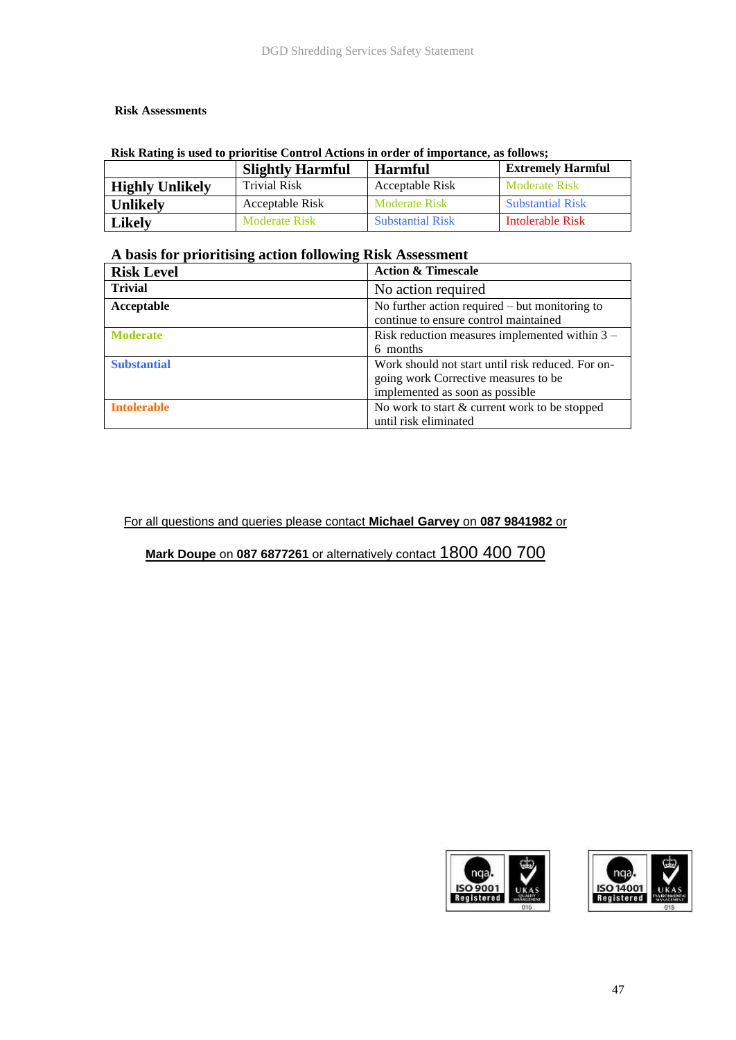**Risk Assessments**

**Risk Rating is used to prioritise Control Actions in order of importance, as follows;**

| | **Slightly Harmful** | **Harmful** | **Extremely Harmful** |
|---|---|---|---|
| **Highly Unlikely** | Trivial Risk | Acceptable Risk | Moderate Risk |
| **Unlikely** | Acceptable Risk | Moderate Risk | Substantial Risk |
| **Likely** | Moderate Risk | Substantial Risk | Intolerable Risk |

**A basis for prioritising action following Risk Assessment**

| **Risk Level** | **Action & Timescale** |
|---|---|
| **Trivial** | No action required |
| **Acceptable** | No further action required – but monitoring to continue to ensure control maintained |
| **Moderate** | Risk reduction measures implemented within 3 – 6 months |
| **Substantial** | Work should not start until risk reduced. For on-going work Corrective measures to be implemented as soon as possible |
| **Intolerable** | No work to start & current work to be stopped until risk eliminated |

For all questions and queries please contact **Michael Garvey** on **087 9841982** or

**Mark Doupe** on **087 6877261** or alternatively contact 1800 400 700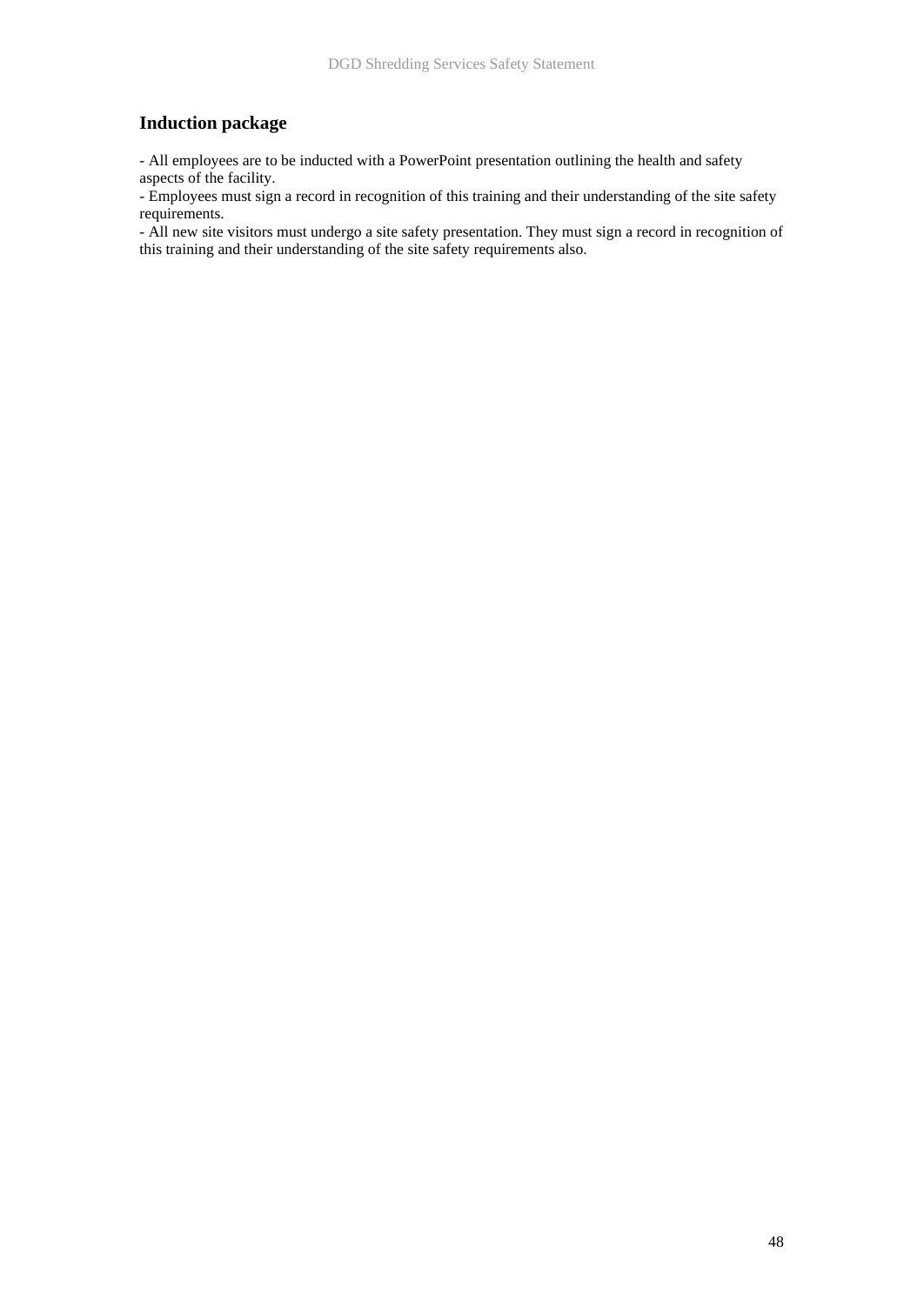## Induction package

- All employees are to be inducted with a PowerPoint presentation outlining the health and safety aspects of the facility.
- Employees must sign a record in recognition of this training and their understanding of the site safety requirements.
- All new site visitors must undergo a site safety presentation. They must sign a record in recognition of this training and their understanding of the site safety requirements also.